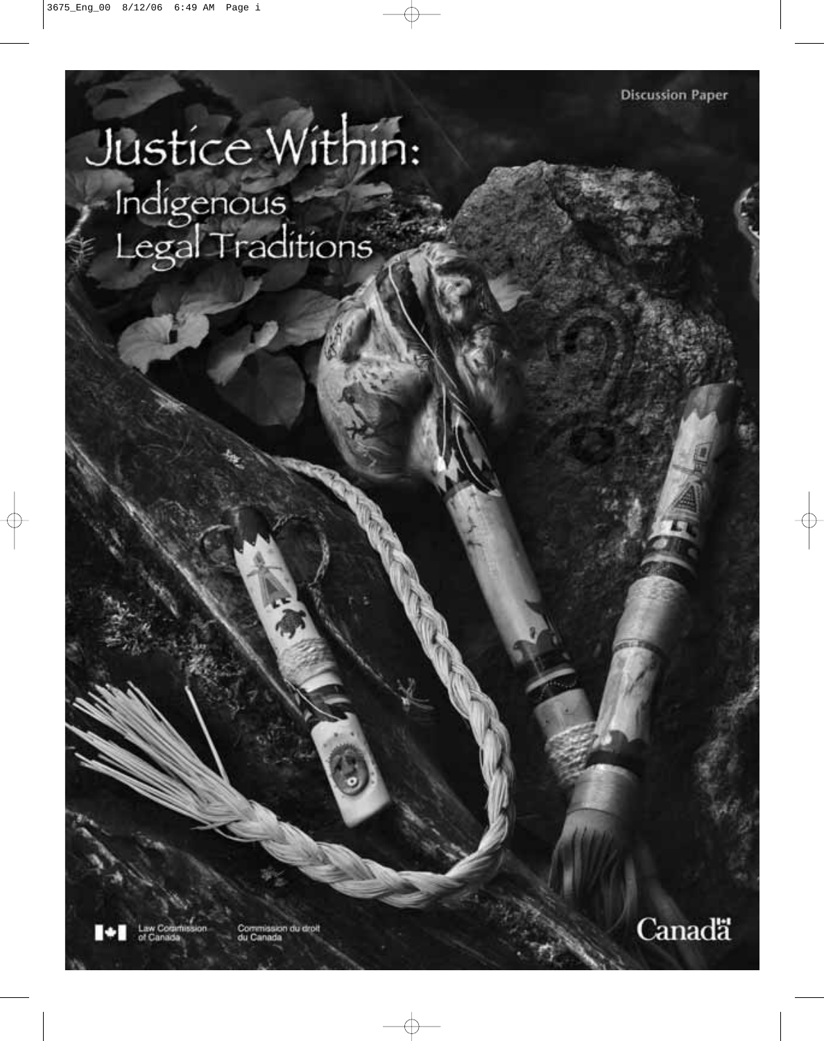Discussion Paper

# Justice Within:

## Indigenous Legal Traditions

Law Commission of Canada

Commission du droit du Canada

Canada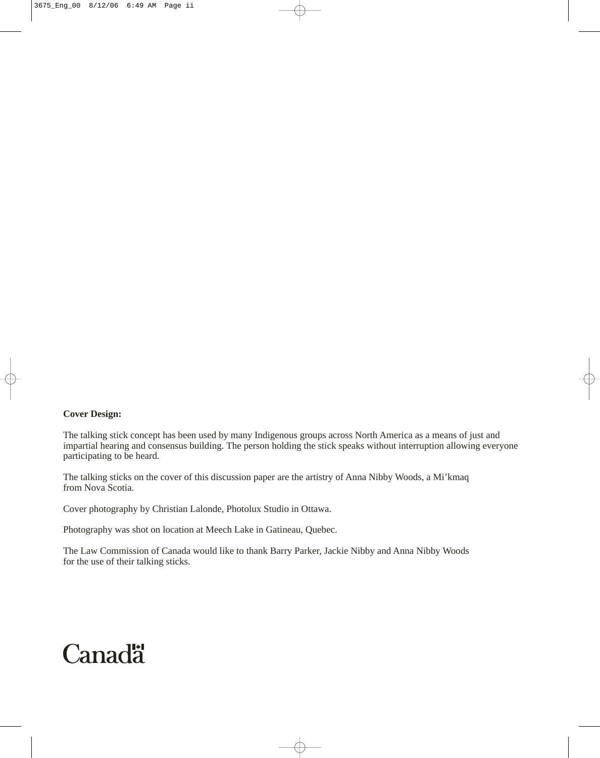**Cover Design:**

The talking stick concept has been used by many Indigenous groups across North America as a means of just and impartial hearing and consensus building. The person holding the stick speaks without interruption allowing everyone participating to be heard.

The talking sticks on the cover of this discussion paper are the artistry of Anna Nibby Woods, a Mi'kmaq from Nova Scotia.

Cover photography by Christian Lalonde, Photolux Studio in Ottawa.

Photography was shot on location at Meech Lake in Gatineau, Quebec.

The Law Commission of Canada would like to thank Barry Parker, Jackie Nibby and Anna Nibby Woods for the use of their talking sticks.

Canada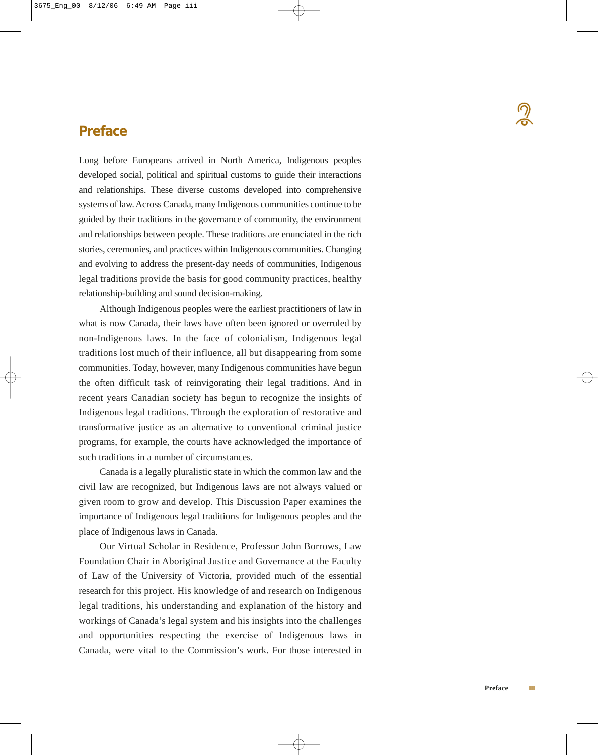# Preface

Long before Europeans arrived in North America, Indigenous peoples developed social, political and spiritual customs to guide their interactions and relationships. These diverse customs developed into comprehensive systems of law. Across Canada, many Indigenous communities continue to be guided by their traditions in the governance of community, the environment and relationships between people. These traditions are enunciated in the rich stories, ceremonies, and practices within Indigenous communities. Changing and evolving to address the present-day needs of communities, Indigenous legal traditions provide the basis for good community practices, healthy relationship-building and sound decision-making.

Although Indigenous peoples were the earliest practitioners of law in what is now Canada, their laws have often been ignored or overruled by non-Indigenous laws. In the face of colonialism, Indigenous legal traditions lost much of their influence, all but disappearing from some communities. Today, however, many Indigenous communities have begun the often difficult task of reinvigorating their legal traditions. And in recent years Canadian society has begun to recognize the insights of Indigenous legal traditions. Through the exploration of restorative and transformative justice as an alternative to conventional criminal justice programs, for example, the courts have acknowledged the importance of such traditions in a number of circumstances.

Canada is a legally pluralistic state in which the common law and the civil law are recognized, but Indigenous laws are not always valued or given room to grow and develop. This Discussion Paper examines the importance of Indigenous legal traditions for Indigenous peoples and the place of Indigenous laws in Canada.

Our Virtual Scholar in Residence, Professor John Borrows, Law Foundation Chair in Aboriginal Justice and Governance at the Faculty of Law of the University of Victoria, provided much of the essential research for this project. His knowledge of and research on Indigenous legal traditions, his understanding and explanation of the history and workings of Canada's legal system and his insights into the challenges and opportunities respecting the exercise of Indigenous laws in Canada, were vital to the Commission's work. For those interested in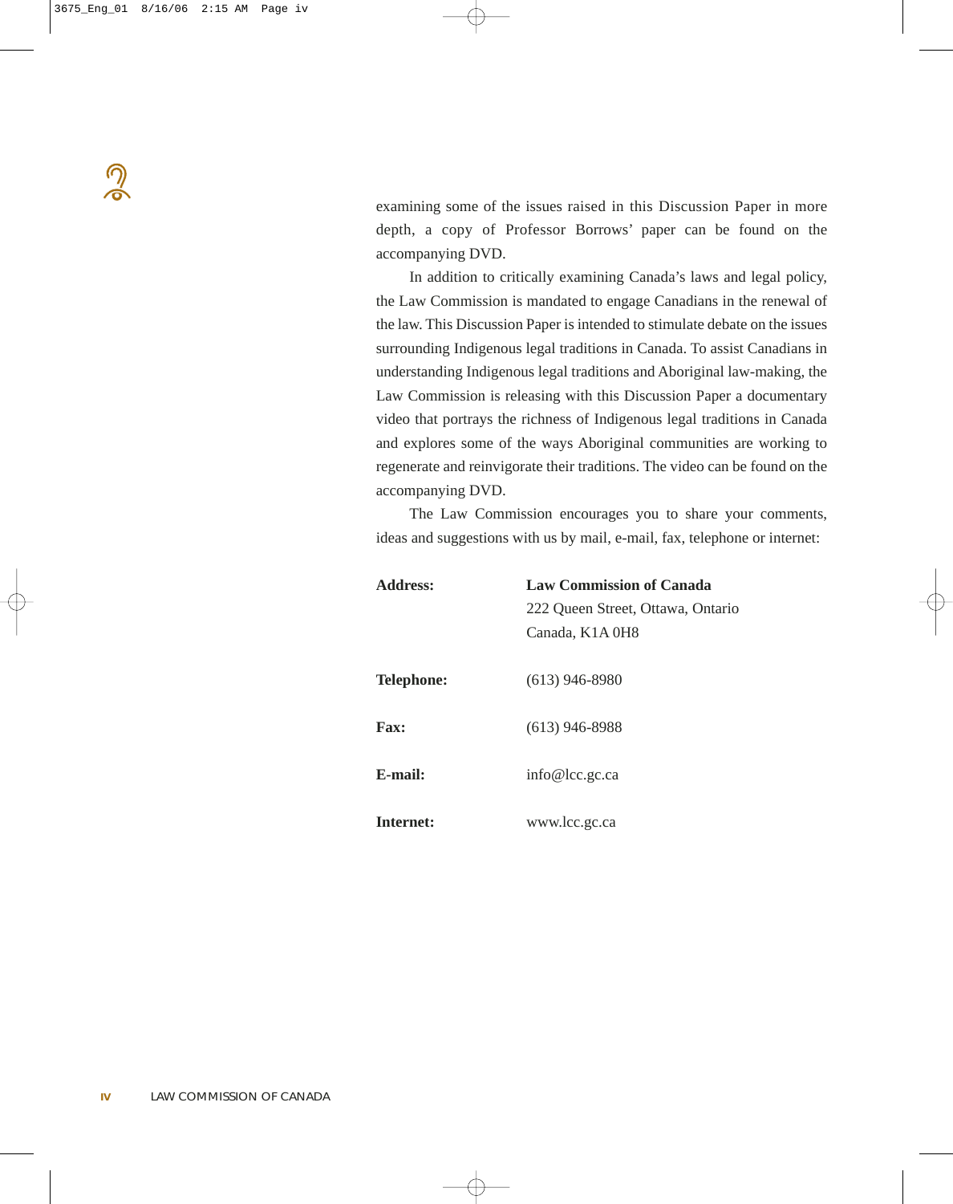examining some of the issues raised in this Discussion Paper in more depth, a copy of Professor Borrows' paper can be found on the accompanying DVD.

In addition to critically examining Canada's laws and legal policy, the Law Commission is mandated to engage Canadians in the renewal of the law. This Discussion Paper is intended to stimulate debate on the issues surrounding Indigenous legal traditions in Canada. To assist Canadians in understanding Indigenous legal traditions and Aboriginal law-making, the Law Commission is releasing with this Discussion Paper a documentary video that portrays the richness of Indigenous legal traditions in Canada and explores some of the ways Aboriginal communities are working to regenerate and reinvigorate their traditions. The video can be found on the accompanying DVD.

The Law Commission encourages you to share your comments, ideas and suggestions with us by mail, e-mail, fax, telephone or internet:

| | |
|---|---|
| **Address:** | **Law Commission of Canada**<br>222 Queen Street, Ottawa, Ontario<br>Canada, K1A 0H8 |
| **Telephone:** | (613) 946-8980 |
| **Fax:** | (613) 946-8988 |
| **E-mail:** | info@lcc.gc.ca |
| **Internet:** | www.lcc.gc.ca |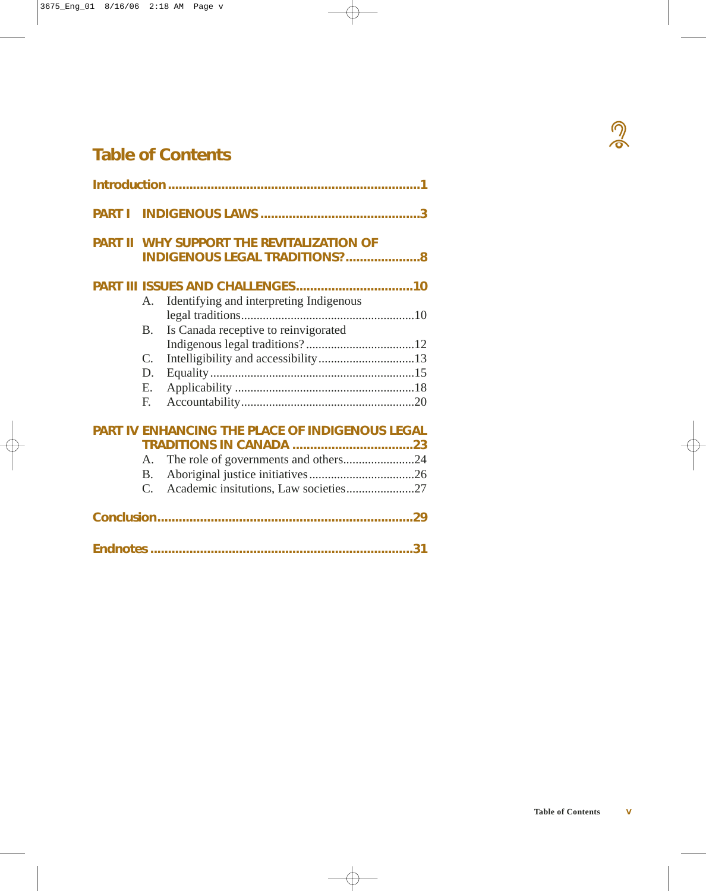# Table of Contents

**Introduction** ........................................................................ **1**

**PART I INDIGENOUS LAWS** ............................................ **3**

**PART II WHY SUPPORT THE REVITALIZATION OF INDIGENOUS LEGAL TRADITIONS?** .................... **8**

**PART III ISSUES AND CHALLENGES** ................................ **10**

- A. Identifying and interpreting Indigenous legal traditions ........................................................ 10
- B. Is Canada receptive to reinvigorated Indigenous legal traditions? .................................. 12
- C. Intelligibility and accessibility .............................. 13
- D. Equality ................................................................ 15
- E. Applicability ......................................................... 18
- F. Accountability ....................................................... 20

**PART IV ENHANCING THE PLACE OF INDIGENOUS LEGAL TRADITIONS IN CANADA** ................................ **23**

- A. The role of governments and others ....................... 24
- B. Aboriginal justice initiatives ................................. 26
- C. Academic insitutions, Law societies ...................... 27

**Conclusion** ........................................................................ **29**

**Endnotes** ........................................................................... **31**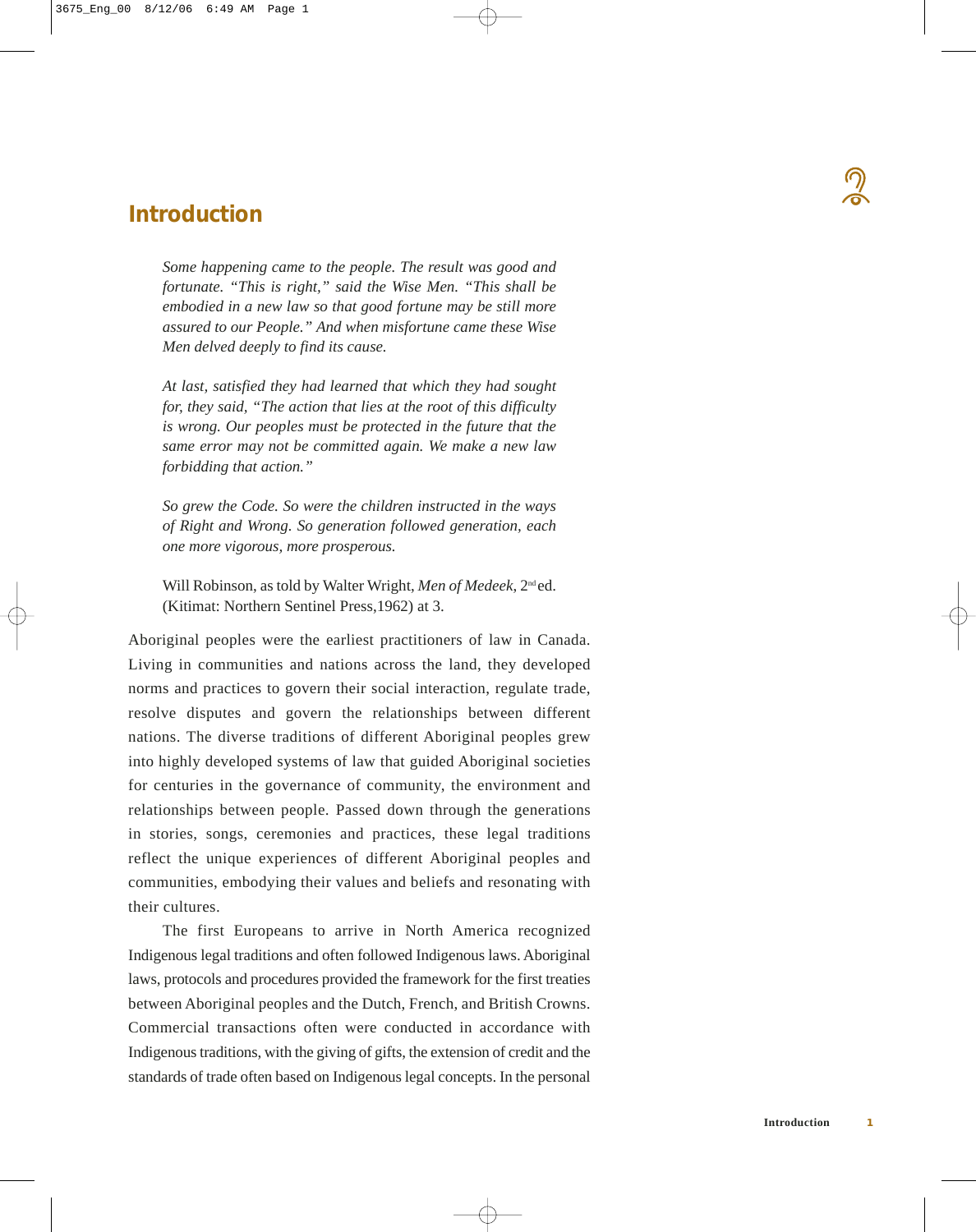# Introduction

> *Some happening came to the people. The result was good and fortunate. "This is right," said the Wise Men. "This shall be embodied in a new law so that good fortune may be still more assured to our People." And when misfortune came these Wise Men delved deeply to find its cause.*
>
> *At last, satisfied they had learned that which they had sought for, they said, "The action that lies at the root of this difficulty is wrong. Our peoples must be protected in the future that the same error may not be committed again. We make a new law forbidding that action."*
>
> *So grew the Code. So were the children instructed in the ways of Right and Wrong. So generation followed generation, each one more vigorous, more prosperous.*
>
> Will Robinson, as told by Walter Wright, *Men of Medeek*, 2nd ed. (Kitimat: Northern Sentinel Press,1962) at 3.

Aboriginal peoples were the earliest practitioners of law in Canada. Living in communities and nations across the land, they developed norms and practices to govern their social interaction, regulate trade, resolve disputes and govern the relationships between different nations. The diverse traditions of different Aboriginal peoples grew into highly developed systems of law that guided Aboriginal societies for centuries in the governance of community, the environment and relationships between people. Passed down through the generations in stories, songs, ceremonies and practices, these legal traditions reflect the unique experiences of different Aboriginal peoples and communities, embodying their values and beliefs and resonating with their cultures.

The first Europeans to arrive in North America recognized Indigenous legal traditions and often followed Indigenous laws. Aboriginal laws, protocols and procedures provided the framework for the first treaties between Aboriginal peoples and the Dutch, French, and British Crowns. Commercial transactions often were conducted in accordance with Indigenous traditions, with the giving of gifts, the extension of credit and the standards of trade often based on Indigenous legal concepts. In the personal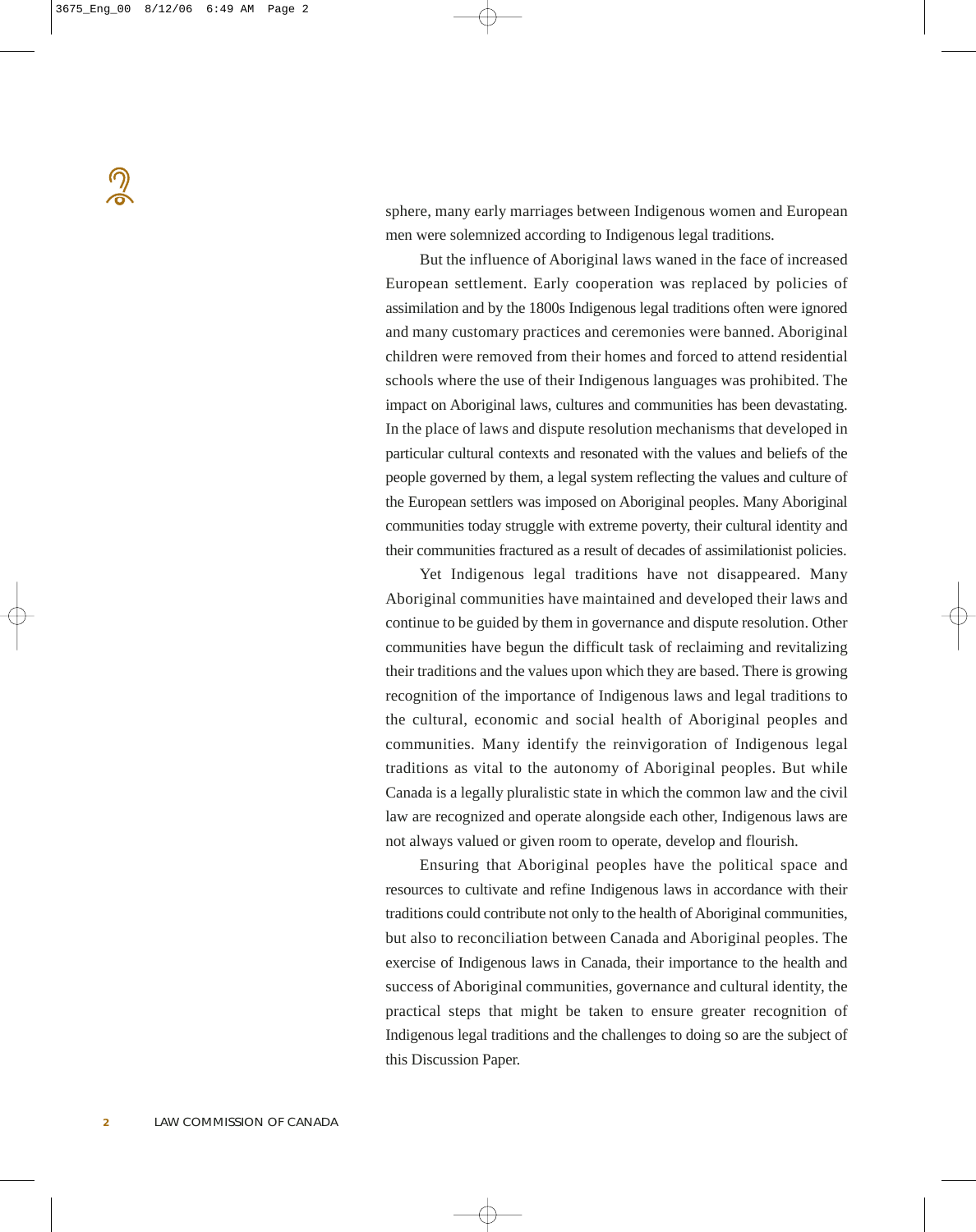sphere, many early marriages between Indigenous women and European men were solemnized according to Indigenous legal traditions.

But the influence of Aboriginal laws waned in the face of increased European settlement. Early cooperation was replaced by policies of assimilation and by the 1800s Indigenous legal traditions often were ignored and many customary practices and ceremonies were banned. Aboriginal children were removed from their homes and forced to attend residential schools where the use of their Indigenous languages was prohibited. The impact on Aboriginal laws, cultures and communities has been devastating. In the place of laws and dispute resolution mechanisms that developed in particular cultural contexts and resonated with the values and beliefs of the people governed by them, a legal system reflecting the values and culture of the European settlers was imposed on Aboriginal peoples. Many Aboriginal communities today struggle with extreme poverty, their cultural identity and their communities fractured as a result of decades of assimilationist policies.

Yet Indigenous legal traditions have not disappeared. Many Aboriginal communities have maintained and developed their laws and continue to be guided by them in governance and dispute resolution. Other communities have begun the difficult task of reclaiming and revitalizing their traditions and the values upon which they are based. There is growing recognition of the importance of Indigenous laws and legal traditions to the cultural, economic and social health of Aboriginal peoples and communities. Many identify the reinvigoration of Indigenous legal traditions as vital to the autonomy of Aboriginal peoples. But while Canada is a legally pluralistic state in which the common law and the civil law are recognized and operate alongside each other, Indigenous laws are not always valued or given room to operate, develop and flourish.

Ensuring that Aboriginal peoples have the political space and resources to cultivate and refine Indigenous laws in accordance with their traditions could contribute not only to the health of Aboriginal communities, but also to reconciliation between Canada and Aboriginal peoples. The exercise of Indigenous laws in Canada, their importance to the health and success of Aboriginal communities, governance and cultural identity, the practical steps that might be taken to ensure greater recognition of Indigenous legal traditions and the challenges to doing so are the subject of this Discussion Paper.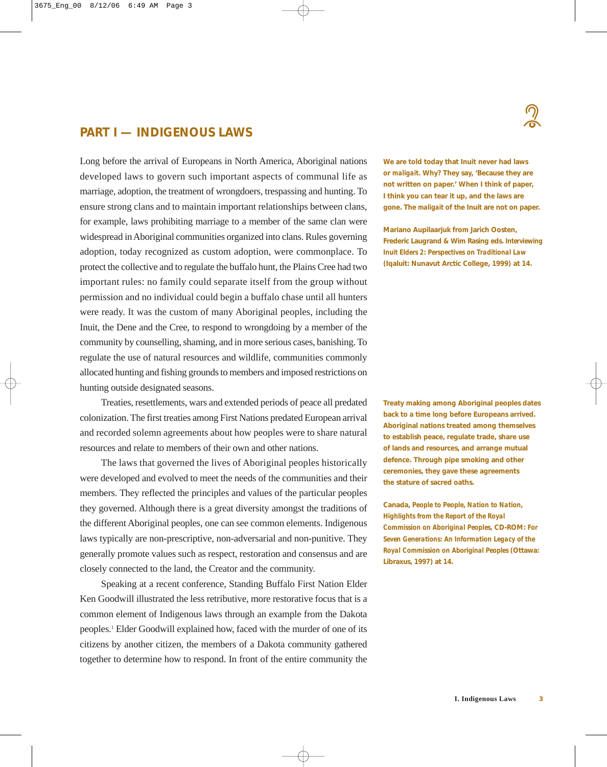## PART I — INDIGENOUS LAWS

Long before the arrival of Europeans in North America, Aboriginal nations developed laws to govern such important aspects of communal life as marriage, adoption, the treatment of wrongdoers, trespassing and hunting. To ensure strong clans and to maintain important relationships between clans, for example, laws prohibiting marriage to a member of the same clan were widespread in Aboriginal communities organized into clans. Rules governing adoption, today recognized as custom adoption, were commonplace. To protect the collective and to regulate the buffalo hunt, the Plains Cree had two important rules: no family could separate itself from the group without permission and no individual could begin a buffalo chase until all hunters were ready. It was the custom of many Aboriginal peoples, including the Inuit, the Dene and the Cree, to respond to wrongdoing by a member of the community by counselling, shaming, and in more serious cases, banishing. To regulate the use of natural resources and wildlife, communities commonly allocated hunting and fishing grounds to members and imposed restrictions on hunting outside designated seasons.

Treaties, resettlements, wars and extended periods of peace all predated colonization. The first treaties among First Nations predated European arrival and recorded solemn agreements about how peoples were to share natural resources and relate to members of their own and other nations.

The laws that governed the lives of Aboriginal peoples historically were developed and evolved to meet the needs of the communities and their members. They reflected the principles and values of the particular peoples they governed. Although there is a great diversity amongst the traditions of the different Aboriginal peoples, one can see common elements. Indigenous laws typically are non-prescriptive, non-adversarial and non-punitive. They generally promote values such as respect, restoration and consensus and are closely connected to the land, the Creator and the community.

Speaking at a recent conference, Standing Buffalo First Nation Elder Ken Goodwill illustrated the less retributive, more restorative focus that is a common element of Indigenous laws through an example from the Dakota peoples.[1] Elder Goodwill explained how, faced with the murder of one of its citizens by another citizen, the members of a Dakota community gathered together to determine how to respond. In front of the entire community the

**We are told today that Inuit never had laws or *maligait*. Why? They say, 'Because they are not written on paper.' When I think of paper, I think you can tear it up, and the laws are gone. The *maligait* of the Inuit are not on paper.**

**Mariano Aupilaarjuk from Jarich Oosten, Frederic Laugrand & Wim Rasing eds. *Interviewing Inuit Elders 2: Perspectives on Traditional Law* (Iqaluit: Nunavut Arctic College, 1999) at 14.**

**Treaty making among Aboriginal peoples dates back to a time long before Europeans arrived. Aboriginal nations treated among themselves to establish peace, regulate trade, share use of lands and resources, and arrange mutual defence. Through pipe smoking and other ceremonies, they gave these agreements the stature of sacred oaths.**

**Canada, *People to People, Nation to Nation, Highlights from the Report of the Royal Commission on Aboriginal Peoples*, CD-ROM: *For Seven Generations: An Information Legacy of the Royal Commission on Aboriginal Peoples* (Ottawa: Libraxus, 1997) at 14.**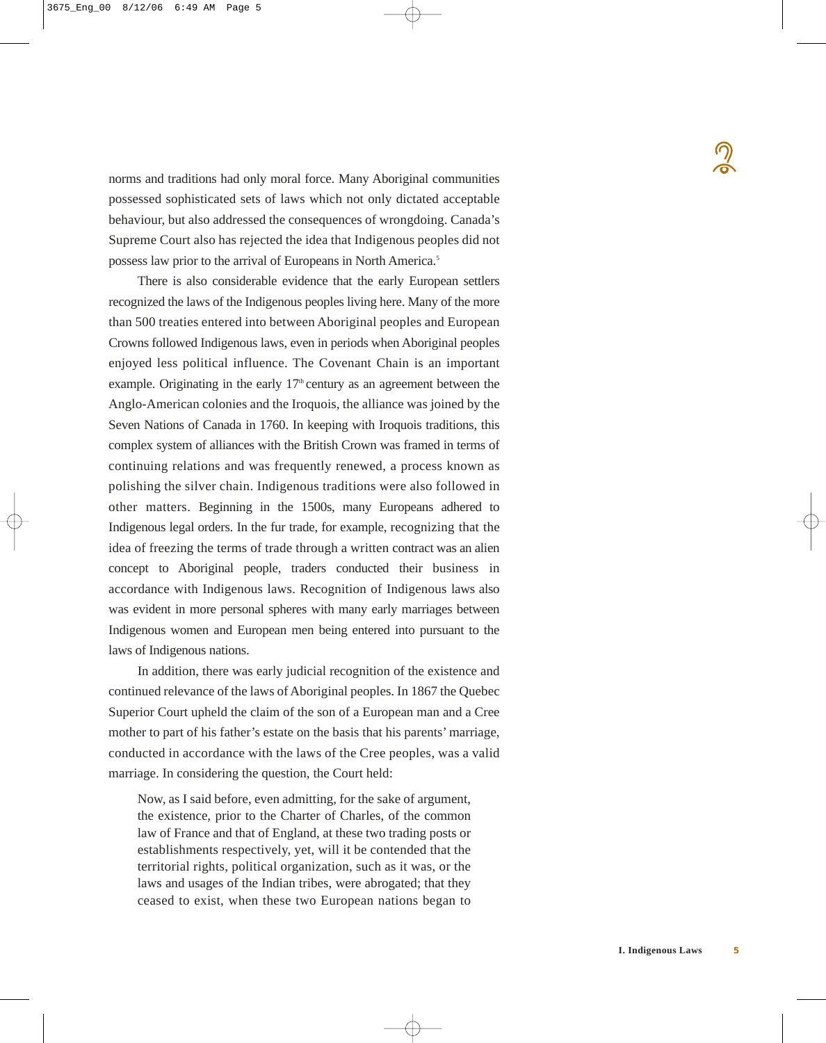norms and traditions had only moral force. Many Aboriginal communities possessed sophisticated sets of laws which not only dictated acceptable behaviour, but also addressed the consequences of wrongdoing. Canada's Supreme Court also has rejected the idea that Indigenous peoples did not possess law prior to the arrival of Europeans in North America.[5]

There is also considerable evidence that the early European settlers recognized the laws of the Indigenous peoples living here. Many of the more than 500 treaties entered into between Aboriginal peoples and European Crowns followed Indigenous laws, even in periods when Aboriginal peoples enjoyed less political influence. The Covenant Chain is an important example. Originating in the early 17th century as an agreement between the Anglo-American colonies and the Iroquois, the alliance was joined by the Seven Nations of Canada in 1760. In keeping with Iroquois traditions, this complex system of alliances with the British Crown was framed in terms of continuing relations and was frequently renewed, a process known as polishing the silver chain. Indigenous traditions were also followed in other matters. Beginning in the 1500s, many Europeans adhered to Indigenous legal orders. In the fur trade, for example, recognizing that the idea of freezing the terms of trade through a written contract was an alien concept to Aboriginal people, traders conducted their business in accordance with Indigenous laws. Recognition of Indigenous laws also was evident in more personal spheres with many early marriages between Indigenous women and European men being entered into pursuant to the laws of Indigenous nations.

In addition, there was early judicial recognition of the existence and continued relevance of the laws of Aboriginal peoples. In 1867 the Quebec Superior Court upheld the claim of the son of a European man and a Cree mother to part of his father's estate on the basis that his parents' marriage, conducted in accordance with the laws of the Cree peoples, was a valid marriage. In considering the question, the Court held:

> Now, as I said before, even admitting, for the sake of argument, the existence, prior to the Charter of Charles, of the common law of France and that of England, at these two trading posts or establishments respectively, yet, will it be contended that the territorial rights, political organization, such as it was, or the laws and usages of the Indian tribes, were abrogated; that they ceased to exist, when these two European nations began to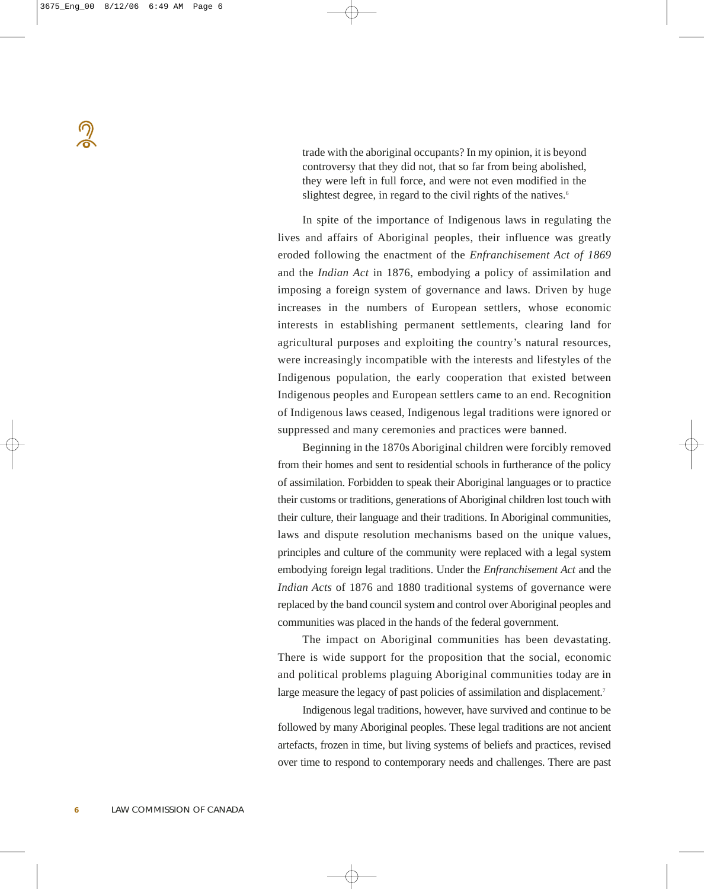> trade with the aboriginal occupants? In my opinion, it is beyond controversy that they did not, that so far from being abolished, they were left in full force, and were not even modified in the slightest degree, in regard to the civil rights of the natives.[6]

In spite of the importance of Indigenous laws in regulating the lives and affairs of Aboriginal peoples, their influence was greatly eroded following the enactment of the *Enfranchisement Act of 1869* and the *Indian Act* in 1876, embodying a policy of assimilation and imposing a foreign system of governance and laws. Driven by huge increases in the numbers of European settlers, whose economic interests in establishing permanent settlements, clearing land for agricultural purposes and exploiting the country's natural resources, were increasingly incompatible with the interests and lifestyles of the Indigenous population, the early cooperation that existed between Indigenous peoples and European settlers came to an end. Recognition of Indigenous laws ceased, Indigenous legal traditions were ignored or suppressed and many ceremonies and practices were banned.

Beginning in the 1870s Aboriginal children were forcibly removed from their homes and sent to residential schools in furtherance of the policy of assimilation. Forbidden to speak their Aboriginal languages or to practice their customs or traditions, generations of Aboriginal children lost touch with their culture, their language and their traditions. In Aboriginal communities, laws and dispute resolution mechanisms based on the unique values, principles and culture of the community were replaced with a legal system embodying foreign legal traditions. Under the *Enfranchisement Act* and the *Indian Acts* of 1876 and 1880 traditional systems of governance were replaced by the band council system and control over Aboriginal peoples and communities was placed in the hands of the federal government.

The impact on Aboriginal communities has been devastating. There is wide support for the proposition that the social, economic and political problems plaguing Aboriginal communities today are in large measure the legacy of past policies of assimilation and displacement.[7]

Indigenous legal traditions, however, have survived and continue to be followed by many Aboriginal peoples. These legal traditions are not ancient artefacts, frozen in time, but living systems of beliefs and practices, revised over time to respond to contemporary needs and challenges. There are past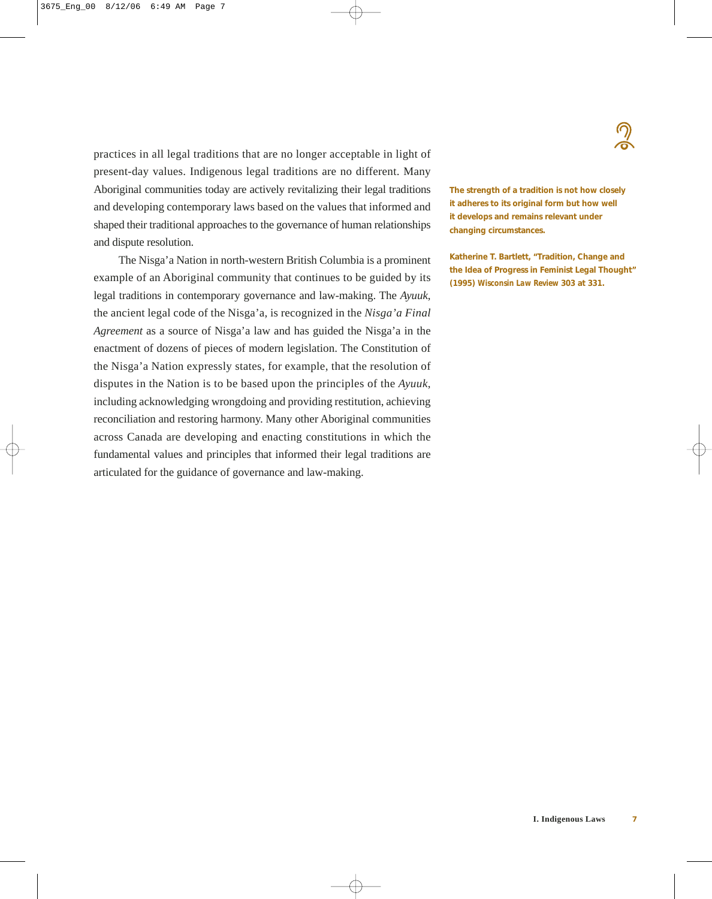practices in all legal traditions that are no longer acceptable in light of present-day values. Indigenous legal traditions are no different. Many Aboriginal communities today are actively revitalizing their legal traditions and developing contemporary laws based on the values that informed and shaped their traditional approaches to the governance of human relationships and dispute resolution.

The Nisga'a Nation in north-western British Columbia is a prominent example of an Aboriginal community that continues to be guided by its legal traditions in contemporary governance and law-making. The *Ayuuk*, the ancient legal code of the Nisga'a, is recognized in the *Nisga'a Final Agreement* as a source of Nisga'a law and has guided the Nisga'a in the enactment of dozens of pieces of modern legislation. The Constitution of the Nisga'a Nation expressly states, for example, that the resolution of disputes in the Nation is to be based upon the principles of the *Ayuuk*, including acknowledging wrongdoing and providing restitution, achieving reconciliation and restoring harmony. Many other Aboriginal communities across Canada are developing and enacting constitutions in which the fundamental values and principles that informed their legal traditions are articulated for the guidance of governance and law-making.

**The strength of a tradition is not how closely it adheres to its original form but how well it develops and remains relevant under changing circumstances.**

**Katherine T. Bartlett, "Tradition, Change and the Idea of Progress in Feminist Legal Thought" (1995) *Wisconsin Law Review* 303 at 331.**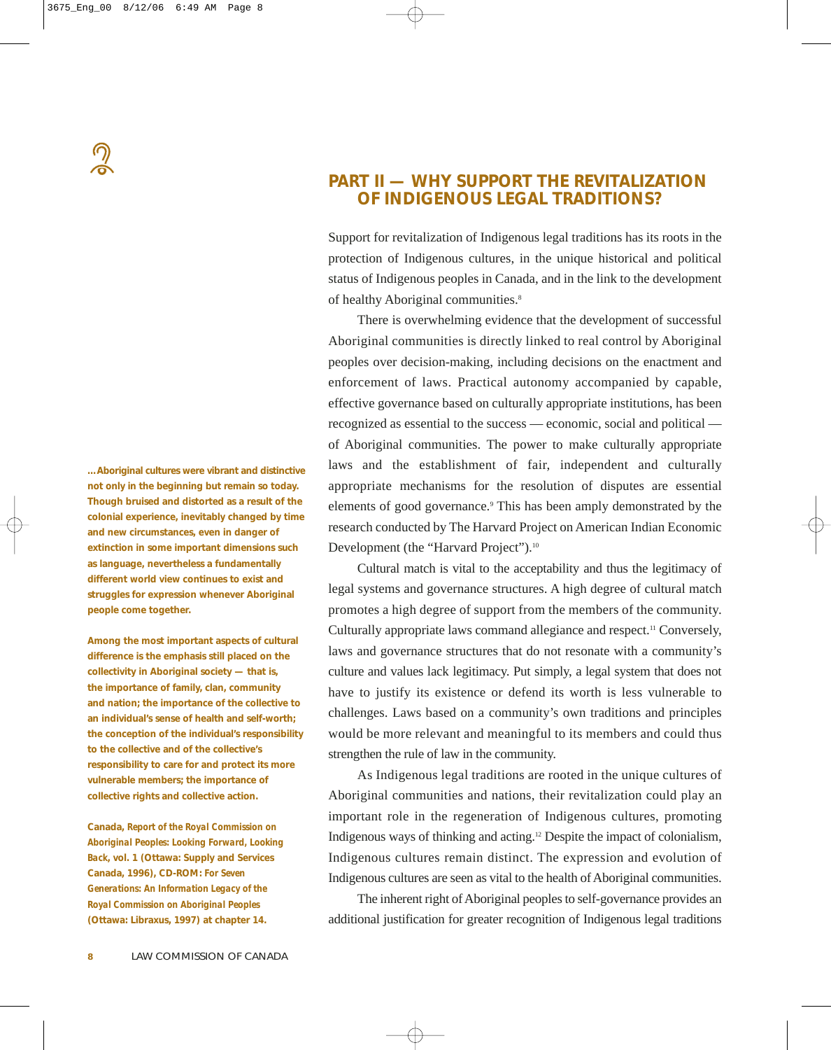## PART II — WHY SUPPORT THE REVITALIZATION OF INDIGENOUS LEGAL TRADITIONS?

Support for revitalization of Indigenous legal traditions has its roots in the protection of Indigenous cultures, in the unique historical and political status of Indigenous peoples in Canada, and in the link to the development of healthy Aboriginal communities.[8]

There is overwhelming evidence that the development of successful Aboriginal communities is directly linked to real control by Aboriginal peoples over decision-making, including decisions on the enactment and enforcement of laws. Practical autonomy accompanied by capable, effective governance based on culturally appropriate institutions, has been recognized as essential to the success — economic, social and political — of Aboriginal communities. The power to make culturally appropriate laws and the establishment of fair, independent and culturally appropriate mechanisms for the resolution of disputes are essential elements of good governance.[9] This has been amply demonstrated by the research conducted by The Harvard Project on American Indian Economic Development (the "Harvard Project").[10]

Cultural match is vital to the acceptability and thus the legitimacy of legal systems and governance structures. A high degree of cultural match promotes a high degree of support from the members of the community. Culturally appropriate laws command allegiance and respect.[11] Conversely, laws and governance structures that do not resonate with a community's culture and values lack legitimacy. Put simply, a legal system that does not have to justify its existence or defend its worth is less vulnerable to challenges. Laws based on a community's own traditions and principles would be more relevant and meaningful to its members and could thus strengthen the rule of law in the community.

As Indigenous legal traditions are rooted in the unique cultures of Aboriginal communities and nations, their revitalization could play an important role in the regeneration of Indigenous cultures, promoting Indigenous ways of thinking and acting.[12] Despite the impact of colonialism, Indigenous cultures remain distinct. The expression and evolution of Indigenous cultures are seen as vital to the health of Aboriginal communities.

The inherent right of Aboriginal peoples to self-governance provides an additional justification for greater recognition of Indigenous legal traditions

**...Aboriginal cultures were vibrant and distinctive not only in the beginning but remain so today. Though bruised and distorted as a result of the colonial experience, inevitably changed by time and new circumstances, even in danger of extinction in some important dimensions such as language, nevertheless a fundamentally different world view continues to exist and struggles for expression whenever Aboriginal people come together.**

**Among the most important aspects of cultural difference is the emphasis still placed on the collectivity in Aboriginal society — that is, the importance of family, clan, community and nation; the importance of the collective to an individual's sense of health and self-worth; the conception of the individual's responsibility to the collective and of the collective's responsibility to care for and protect its more vulnerable members; the importance of collective rights and collective action.**

**Canada, *Report of the Royal Commission on Aboriginal Peoples: Looking Forward, Looking Back*, vol. 1 (Ottawa: Supply and Services Canada, 1996), CD-ROM: *For Seven Generations: An Information Legacy of the Royal Commission on Aboriginal Peoples* (Ottawa: Libraxus, 1997) at chapter 14.**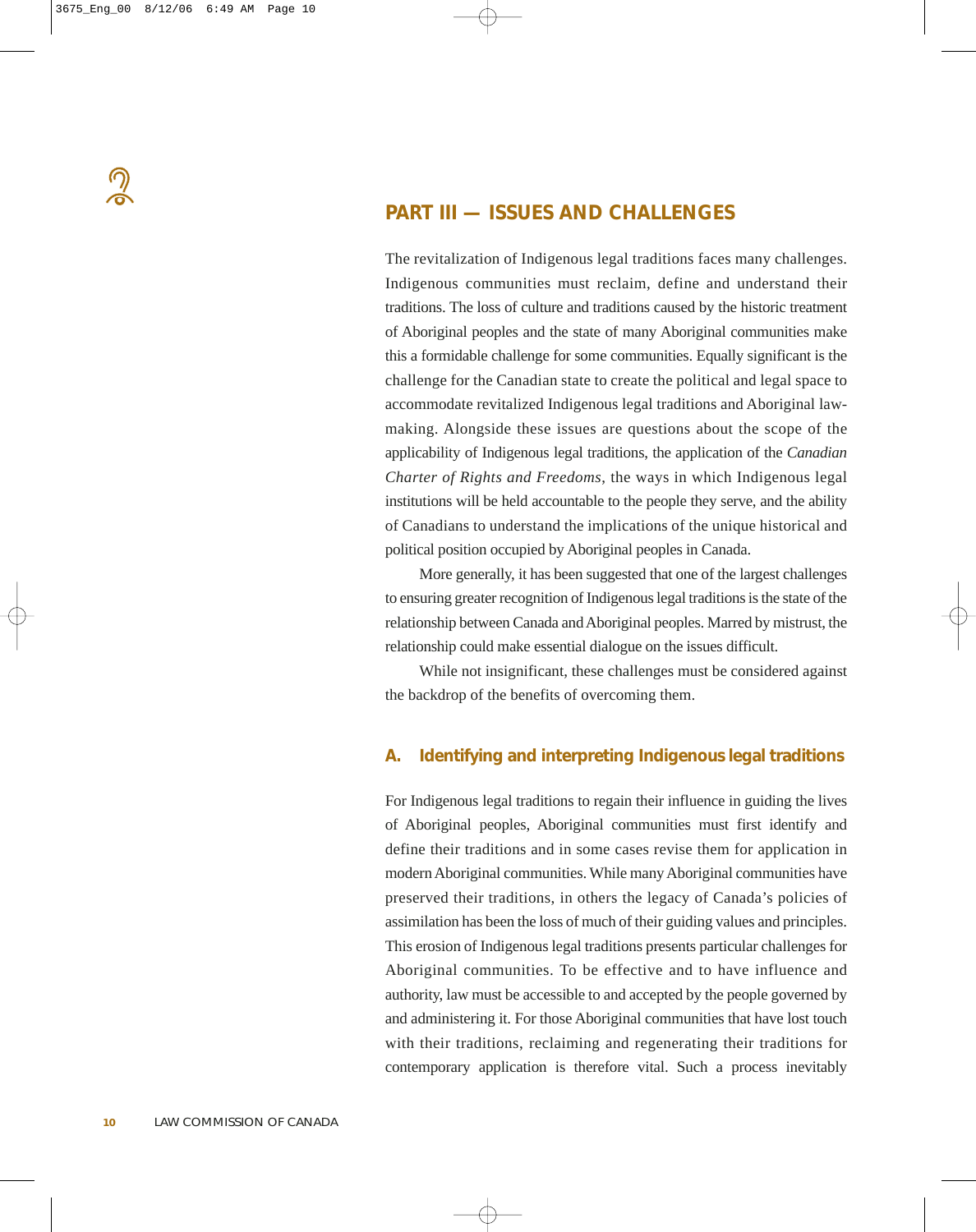## PART III — ISSUES AND CHALLENGES

The revitalization of Indigenous legal traditions faces many challenges. Indigenous communities must reclaim, define and understand their traditions. The loss of culture and traditions caused by the historic treatment of Aboriginal peoples and the state of many Aboriginal communities make this a formidable challenge for some communities. Equally significant is the challenge for the Canadian state to create the political and legal space to accommodate revitalized Indigenous legal traditions and Aboriginal law-making. Alongside these issues are questions about the scope of the applicability of Indigenous legal traditions, the application of the *Canadian Charter of Rights and Freedoms*, the ways in which Indigenous legal institutions will be held accountable to the people they serve, and the ability of Canadians to understand the implications of the unique historical and political position occupied by Aboriginal peoples in Canada.

More generally, it has been suggested that one of the largest challenges to ensuring greater recognition of Indigenous legal traditions is the state of the relationship between Canada and Aboriginal peoples. Marred by mistrust, the relationship could make essential dialogue on the issues difficult.

While not insignificant, these challenges must be considered against the backdrop of the benefits of overcoming them.

### A. Identifying and interpreting Indigenous legal traditions

For Indigenous legal traditions to regain their influence in guiding the lives of Aboriginal peoples, Aboriginal communities must first identify and define their traditions and in some cases revise them for application in modern Aboriginal communities. While many Aboriginal communities have preserved their traditions, in others the legacy of Canada's policies of assimilation has been the loss of much of their guiding values and principles. This erosion of Indigenous legal traditions presents particular challenges for Aboriginal communities. To be effective and to have influence and authority, law must be accessible to and accepted by the people governed by and administering it. For those Aboriginal communities that have lost touch with their traditions, reclaiming and regenerating their traditions for contemporary application is therefore vital. Such a process inevitably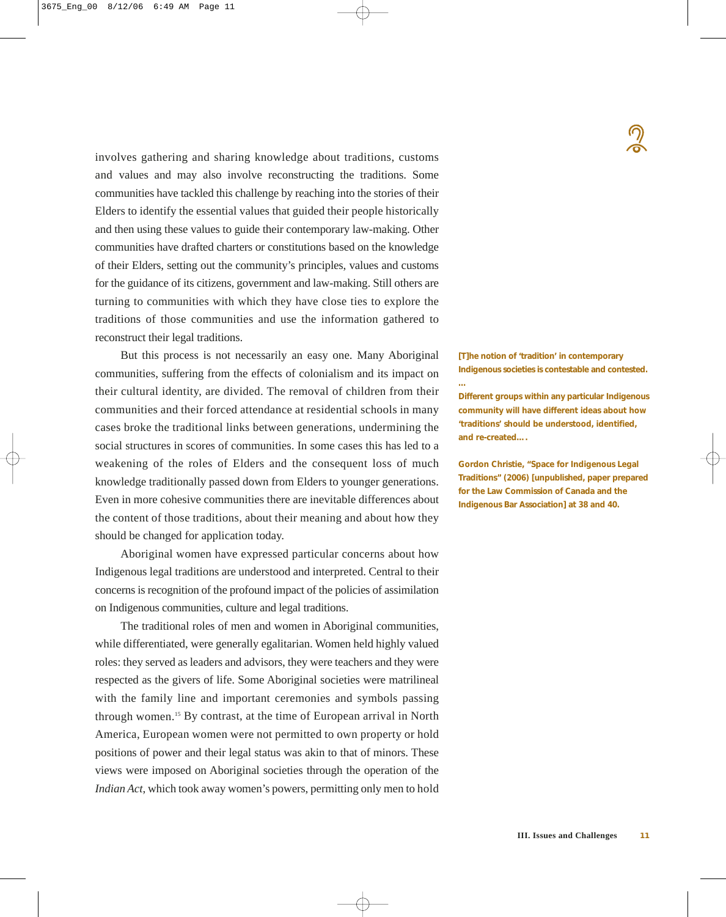involves gathering and sharing knowledge about traditions, customs and values and may also involve reconstructing the traditions. Some communities have tackled this challenge by reaching into the stories of their Elders to identify the essential values that guided their people historically and then using these values to guide their contemporary law-making. Other communities have drafted charters or constitutions based on the knowledge of their Elders, setting out the community's principles, values and customs for the guidance of its citizens, government and law-making. Still others are turning to communities with which they have close ties to explore the traditions of those communities and use the information gathered to reconstruct their legal traditions.

But this process is not necessarily an easy one. Many Aboriginal communities, suffering from the effects of colonialism and its impact on their cultural identity, are divided. The removal of children from their communities and their forced attendance at residential schools in many cases broke the traditional links between generations, undermining the social structures in scores of communities. In some cases this has led to a weakening of the roles of Elders and the consequent loss of much knowledge traditionally passed down from Elders to younger generations. Even in more cohesive communities there are inevitable differences about the content of those traditions, about their meaning and about how they should be changed for application today.

Aboriginal women have expressed particular concerns about how Indigenous legal traditions are understood and interpreted. Central to their concerns is recognition of the profound impact of the policies of assimilation on Indigenous communities, culture and legal traditions.

The traditional roles of men and women in Aboriginal communities, while differentiated, were generally egalitarian. Women held highly valued roles: they served as leaders and advisors, they were teachers and they were respected as the givers of life. Some Aboriginal societies were matrilineal with the family line and important ceremonies and symbols passing through women.[15] By contrast, at the time of European arrival in North America, European women were not permitted to own property or hold positions of power and their legal status was akin to that of minors. These views were imposed on Aboriginal societies through the operation of the *Indian Act*, which took away women's powers, permitting only men to hold

**[T]he notion of 'tradition' in contemporary Indigenous societies is contestable and contested.**
**…**
**Different groups within any particular Indigenous community will have different ideas about how 'traditions' should be understood, identified, and re-created….**

**Gordon Christie, "Space for Indigenous Legal Traditions" (2006) [unpublished, paper prepared for the Law Commission of Canada and the Indigenous Bar Association] at 38 and 40.**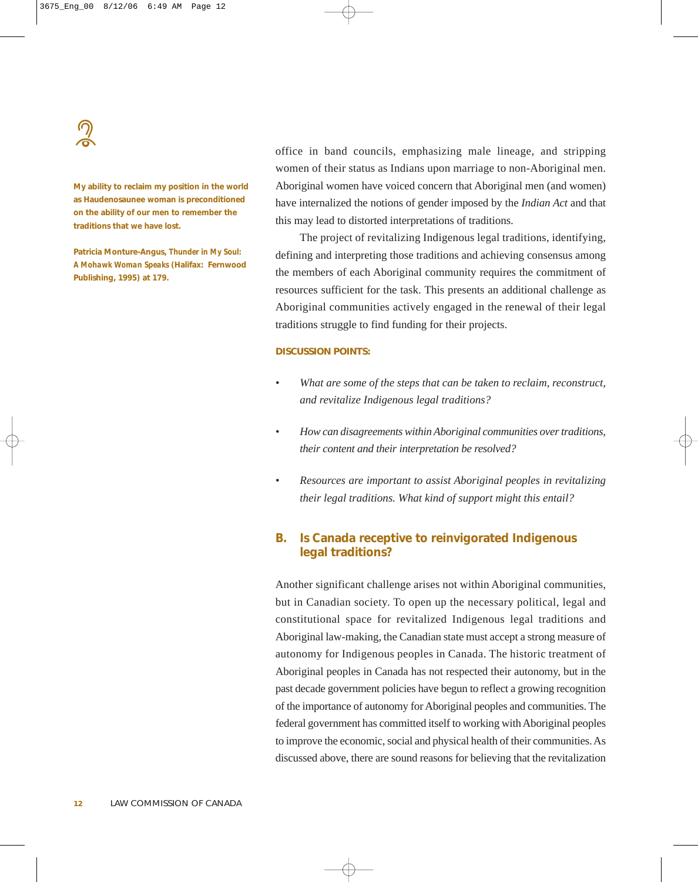**My ability to reclaim my position in the world as Haudenosaunee woman is preconditioned on the ability of our men to remember the traditions that we have lost.**

**Patricia Monture-Angus, *Thunder in My Soul: A Mohawk Woman Speaks* (Halifax: Fernwood Publishing, 1995) at 179.**

office in band councils, emphasizing male lineage, and stripping women of their status as Indians upon marriage to non-Aboriginal men. Aboriginal women have voiced concern that Aboriginal men (and women) have internalized the notions of gender imposed by the *Indian Act* and that this may lead to distorted interpretations of traditions.

The project of revitalizing Indigenous legal traditions, identifying, defining and interpreting those traditions and achieving consensus among the members of each Aboriginal community requires the commitment of resources sufficient for the task. This presents an additional challenge as Aboriginal communities actively engaged in the renewal of their legal traditions struggle to find funding for their projects.

**DISCUSSION POINTS:**

- *What are some of the steps that can be taken to reclaim, reconstruct, and revitalize Indigenous legal traditions?*
- *How can disagreements within Aboriginal communities over traditions, their content and their interpretation be resolved?*
- *Resources are important to assist Aboriginal peoples in revitalizing their legal traditions. What kind of support might this entail?*

## B. Is Canada receptive to reinvigorated Indigenous legal traditions?

Another significant challenge arises not within Aboriginal communities, but in Canadian society. To open up the necessary political, legal and constitutional space for revitalized Indigenous legal traditions and Aboriginal law-making, the Canadian state must accept a strong measure of autonomy for Indigenous peoples in Canada. The historic treatment of Aboriginal peoples in Canada has not respected their autonomy, but in the past decade government policies have begun to reflect a growing recognition of the importance of autonomy for Aboriginal peoples and communities. The federal government has committed itself to working with Aboriginal peoples to improve the economic, social and physical health of their communities. As discussed above, there are sound reasons for believing that the revitalization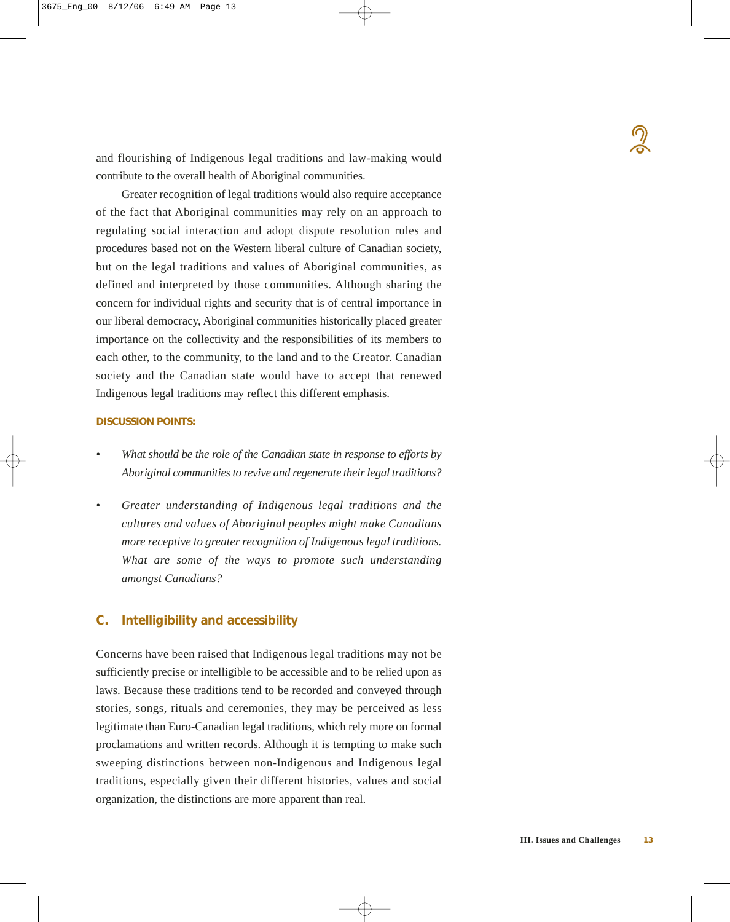and flourishing of Indigenous legal traditions and law-making would contribute to the overall health of Aboriginal communities.

Greater recognition of legal traditions would also require acceptance of the fact that Aboriginal communities may rely on an approach to regulating social interaction and adopt dispute resolution rules and procedures based not on the Western liberal culture of Canadian society, but on the legal traditions and values of Aboriginal communities, as defined and interpreted by those communities. Although sharing the concern for individual rights and security that is of central importance in our liberal democracy, Aboriginal communities historically placed greater importance on the collectivity and the responsibilities of its members to each other, to the community, to the land and to the Creator. Canadian society and the Canadian state would have to accept that renewed Indigenous legal traditions may reflect this different emphasis.

**DISCUSSION POINTS:**

- *What should be the role of the Canadian state in response to efforts by Aboriginal communities to revive and regenerate their legal traditions?*
- *Greater understanding of Indigenous legal traditions and the cultures and values of Aboriginal peoples might make Canadians more receptive to greater recognition of Indigenous legal traditions. What are some of the ways to promote such understanding amongst Canadians?*

## C. Intelligibility and accessibility

Concerns have been raised that Indigenous legal traditions may not be sufficiently precise or intelligible to be accessible and to be relied upon as laws. Because these traditions tend to be recorded and conveyed through stories, songs, rituals and ceremonies, they may be perceived as less legitimate than Euro-Canadian legal traditions, which rely more on formal proclamations and written records. Although it is tempting to make such sweeping distinctions between non-Indigenous and Indigenous legal traditions, especially given their different histories, values and social organization, the distinctions are more apparent than real.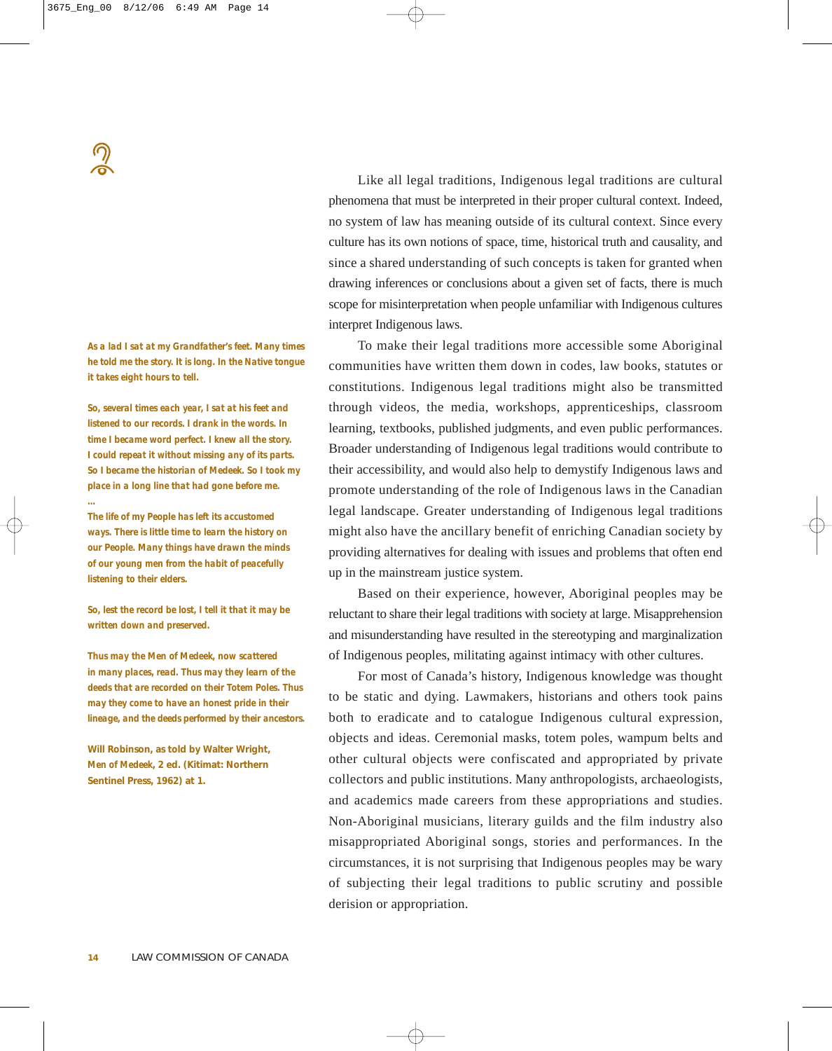**As a lad I sat at my Grandfather's feet. Many times he told me the story. It is long. In the Native tongue it takes eight hours to tell.**

**So, several times each year, I sat at his feet and listened to our records. I drank in the words. In time I became word perfect. I knew all the story. I could repeat it without missing any of its parts. So I became the historian of Medeek. So I took my place in a long line that had gone before me.**

**...**

**The life of my People has left its accustomed ways. There is little time to learn the history on our People. Many things have drawn the minds of our young men from the habit of peacefully listening to their elders.**

**So, lest the record be lost, I tell it that it may be written down and preserved.**

**Thus may the Men of Medeek, now scattered in many places, read. Thus may they learn of the deeds that are recorded on their Totem Poles. Thus may they come to have an honest pride in their lineage, and the deeds performed by their ancestors.**

**Will Robinson, as told by Walter Wright, *Men of Medeek*, 2 ed. (Kitimat: Northern Sentinel Press, 1962) at 1.**

Like all legal traditions, Indigenous legal traditions are cultural phenomena that must be interpreted in their proper cultural context. Indeed, no system of law has meaning outside of its cultural context. Since every culture has its own notions of space, time, historical truth and causality, and since a shared understanding of such concepts is taken for granted when drawing inferences or conclusions about a given set of facts, there is much scope for misinterpretation when people unfamiliar with Indigenous cultures interpret Indigenous laws.

To make their legal traditions more accessible some Aboriginal communities have written them down in codes, law books, statutes or constitutions. Indigenous legal traditions might also be transmitted through videos, the media, workshops, apprenticeships, classroom learning, textbooks, published judgments, and even public performances. Broader understanding of Indigenous legal traditions would contribute to their accessibility, and would also help to demystify Indigenous laws and promote understanding of the role of Indigenous laws in the Canadian legal landscape. Greater understanding of Indigenous legal traditions might also have the ancillary benefit of enriching Canadian society by providing alternatives for dealing with issues and problems that often end up in the mainstream justice system.

Based on their experience, however, Aboriginal peoples may be reluctant to share their legal traditions with society at large. Misapprehension and misunderstanding have resulted in the stereotyping and marginalization of Indigenous peoples, militating against intimacy with other cultures.

For most of Canada's history, Indigenous knowledge was thought to be static and dying. Lawmakers, historians and others took pains both to eradicate and to catalogue Indigenous cultural expression, objects and ideas. Ceremonial masks, totem poles, wampum belts and other cultural objects were confiscated and appropriated by private collectors and public institutions. Many anthropologists, archaeologists, and academics made careers from these appropriations and studies. Non-Aboriginal musicians, literary guilds and the film industry also misappropriated Aboriginal songs, stories and performances. In the circumstances, it is not surprising that Indigenous peoples may be wary of subjecting their legal traditions to public scrutiny and possible derision or appropriation.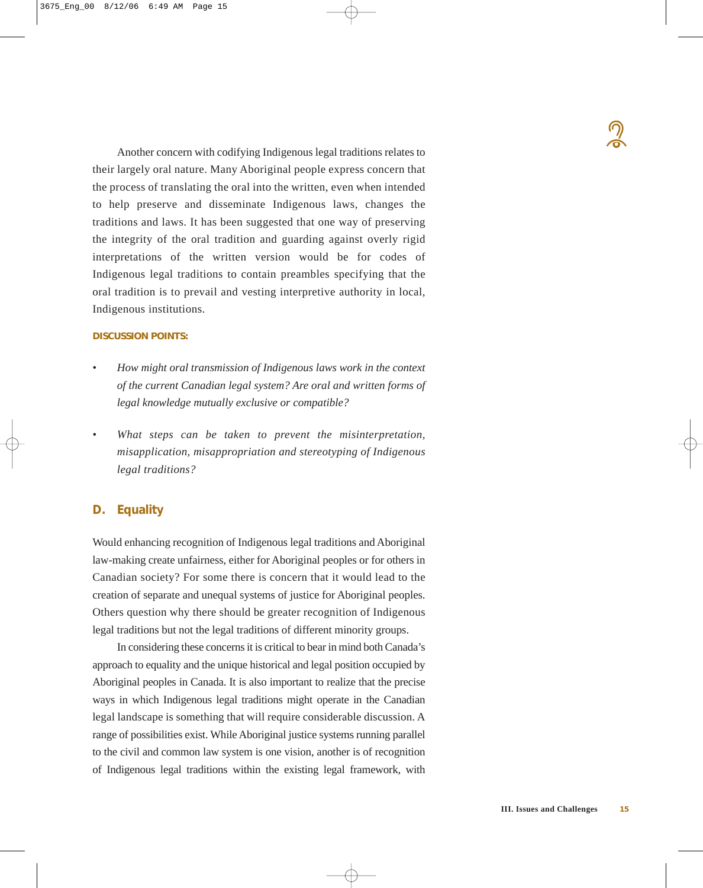Another concern with codifying Indigenous legal traditions relates to their largely oral nature. Many Aboriginal people express concern that the process of translating the oral into the written, even when intended to help preserve and disseminate Indigenous laws, changes the traditions and laws. It has been suggested that one way of preserving the integrity of the oral tradition and guarding against overly rigid interpretations of the written version would be for codes of Indigenous legal traditions to contain preambles specifying that the oral tradition is to prevail and vesting interpretive authority in local, Indigenous institutions.

**DISCUSSION POINTS:**

- *How might oral transmission of Indigenous laws work in the context of the current Canadian legal system? Are oral and written forms of legal knowledge mutually exclusive or compatible?*

- *What steps can be taken to prevent the misinterpretation, misapplication, misappropriation and stereotyping of Indigenous legal traditions?*

## D. Equality

Would enhancing recognition of Indigenous legal traditions and Aboriginal law-making create unfairness, either for Aboriginal peoples or for others in Canadian society? For some there is concern that it would lead to the creation of separate and unequal systems of justice for Aboriginal peoples. Others question why there should be greater recognition of Indigenous legal traditions but not the legal traditions of different minority groups.

In considering these concerns it is critical to bear in mind both Canada's approach to equality and the unique historical and legal position occupied by Aboriginal peoples in Canada. It is also important to realize that the precise ways in which Indigenous legal traditions might operate in the Canadian legal landscape is something that will require considerable discussion. A range of possibilities exist. While Aboriginal justice systems running parallel to the civil and common law system is one vision, another is of recognition of Indigenous legal traditions within the existing legal framework, with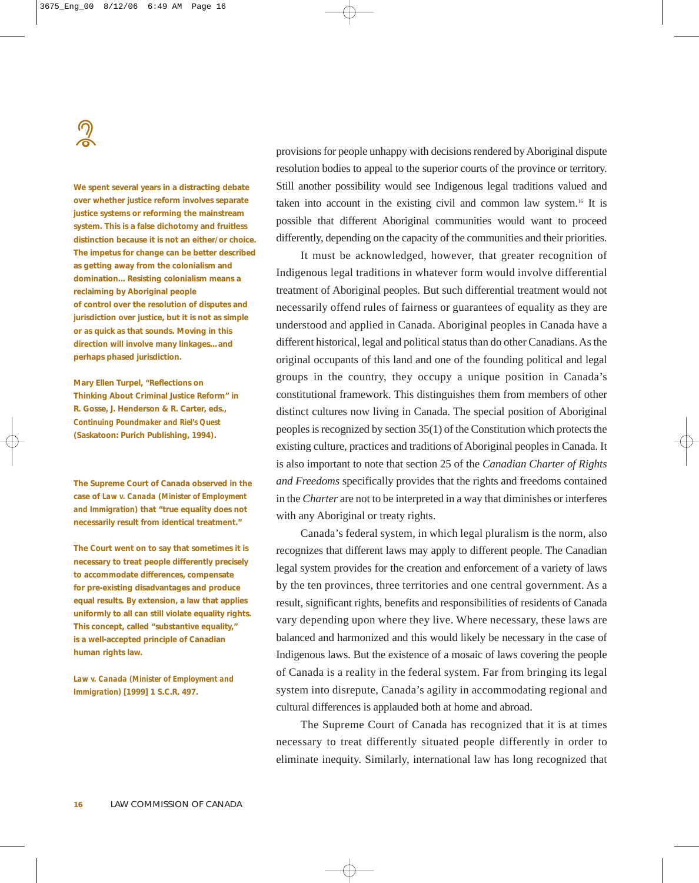**We spent several years in a distracting debate over whether justice reform involves separate justice systems or reforming the mainstream system. This is a false dichotomy and fruitless distinction because it is not an either/or choice. The impetus for change can be better described as getting away from the colonialism and domination... Resisting colonialism means a reclaiming by Aboriginal people of control over the resolution of disputes and jurisdiction over justice, but it is not as simple or as quick as that sounds. Moving in this direction will involve many linkages…and perhaps phased jurisdiction.**

**Mary Ellen Turpel, "Reflections on Thinking About Criminal Justice Reform" in R. Gosse, J. Henderson & R. Carter, eds., *Continuing Poundmaker and Riel's Quest* (Saskatoon: Purich Publishing, 1994).**

**The Supreme Court of Canada observed in the case of *Law v. Canada (Minister of Employment and Immigration)* that "true equality does not necessarily result from identical treatment."**

**The Court went on to say that sometimes it is necessary to treat people differently precisely to accommodate differences, compensate for pre-existing disadvantages and produce equal results. By extension, a law that applies uniformly to all can still violate equality rights. This concept, called "substantive equality," is a well-accepted principle of Canadian human rights law.**

***Law v. Canada (Minister of Employment and Immigration)* [1999] 1 S.C.R. 497.**

provisions for people unhappy with decisions rendered by Aboriginal dispute resolution bodies to appeal to the superior courts of the province or territory. Still another possibility would see Indigenous legal traditions valued and taken into account in the existing civil and common law system.[16] It is possible that different Aboriginal communities would want to proceed differently, depending on the capacity of the communities and their priorities.

It must be acknowledged, however, that greater recognition of Indigenous legal traditions in whatever form would involve differential treatment of Aboriginal peoples. But such differential treatment would not necessarily offend rules of fairness or guarantees of equality as they are understood and applied in Canada. Aboriginal peoples in Canada have a different historical, legal and political status than do other Canadians. As the original occupants of this land and one of the founding political and legal groups in the country, they occupy a unique position in Canada's constitutional framework. This distinguishes them from members of other distinct cultures now living in Canada. The special position of Aboriginal peoples is recognized by section 35(1) of the Constitution which protects the existing culture, practices and traditions of Aboriginal peoples in Canada. It is also important to note that section 25 of the *Canadian Charter of Rights and Freedoms* specifically provides that the rights and freedoms contained in the *Charter* are not to be interpreted in a way that diminishes or interferes with any Aboriginal or treaty rights.

Canada's federal system, in which legal pluralism is the norm, also recognizes that different laws may apply to different people. The Canadian legal system provides for the creation and enforcement of a variety of laws by the ten provinces, three territories and one central government. As a result, significant rights, benefits and responsibilities of residents of Canada vary depending upon where they live. Where necessary, these laws are balanced and harmonized and this would likely be necessary in the case of Indigenous laws. But the existence of a mosaic of laws covering the people of Canada is a reality in the federal system. Far from bringing its legal system into disrepute, Canada's agility in accommodating regional and cultural differences is applauded both at home and abroad.

The Supreme Court of Canada has recognized that it is at times necessary to treat differently situated people differently in order to eliminate inequity. Similarly, international law has long recognized that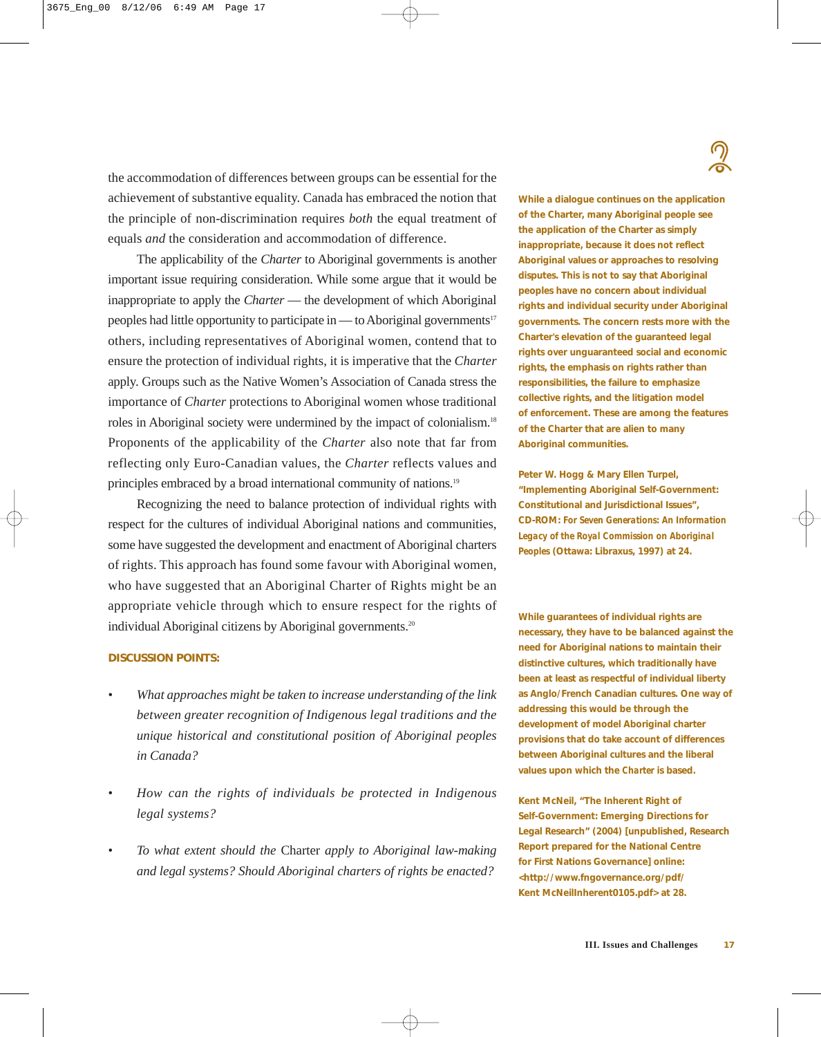the accommodation of differences between groups can be essential for the achievement of substantive equality. Canada has embraced the notion that the principle of non-discrimination requires *both* the equal treatment of equals *and* the consideration and accommodation of difference.

The applicability of the *Charter* to Aboriginal governments is another important issue requiring consideration. While some argue that it would be inappropriate to apply the *Charter* — the development of which Aboriginal peoples had little opportunity to participate in — to Aboriginal governments[17] others, including representatives of Aboriginal women, contend that to ensure the protection of individual rights, it is imperative that the *Charter* apply. Groups such as the Native Women's Association of Canada stress the importance of *Charter* protections to Aboriginal women whose traditional roles in Aboriginal society were undermined by the impact of colonialism.[18] Proponents of the applicability of the *Charter* also note that far from reflecting only Euro-Canadian values, the *Charter* reflects values and principles embraced by a broad international community of nations.[19]

Recognizing the need to balance protection of individual rights with respect for the cultures of individual Aboriginal nations and communities, some have suggested the development and enactment of Aboriginal charters of rights. This approach has found some favour with Aboriginal women, who have suggested that an Aboriginal Charter of Rights might be an appropriate vehicle through which to ensure respect for the rights of individual Aboriginal citizens by Aboriginal governments.[20]

**DISCUSSION POINTS:**

- *What approaches might be taken to increase understanding of the link between greater recognition of Indigenous legal traditions and the unique historical and constitutional position of Aboriginal peoples in Canada?*
- *How can the rights of individuals be protected in Indigenous legal systems?*
- *To what extent should the* Charter *apply to Aboriginal law-making and legal systems? Should Aboriginal charters of rights be enacted?*

**While a dialogue continues on the application of the Charter, many Aboriginal people see the application of the Charter as simply inappropriate, because it does not reflect Aboriginal values or approaches to resolving disputes. This is not to say that Aboriginal peoples have no concern about individual rights and individual security under Aboriginal governments. The concern rests more with the Charter's elevation of the guaranteed legal rights over unguaranteed social and economic rights, the emphasis on rights rather than responsibilities, the failure to emphasize collective rights, and the litigation model of enforcement. These are among the features of the Charter that are alien to many Aboriginal communities.**

**Peter W. Hogg & Mary Ellen Turpel, "Implementing Aboriginal Self-Government: Constitutional and Jurisdictional Issues", CD-ROM: *For Seven Generations: An Information Legacy of the Royal Commission on Aboriginal Peoples* (Ottawa: Libraxus, 1997) at 24.**

**While guarantees of individual rights are necessary, they have to be balanced against the need for Aboriginal nations to maintain their distinctive cultures, which traditionally have been at least as respectful of individual liberty as Anglo/French Canadian cultures. One way of addressing this would be through the development of model Aboriginal charter provisions that do take account of differences between Aboriginal cultures and the liberal values upon which the *Charter* is based.**

**Kent McNeil, "The Inherent Right of Self-Government: Emerging Directions for Legal Research" (2004) [unpublished, Research Report prepared for the National Centre for First Nations Governance] online: <http://www.fngovernance.org/pdf/Kent McNeilInherent0105.pdf> at 28.**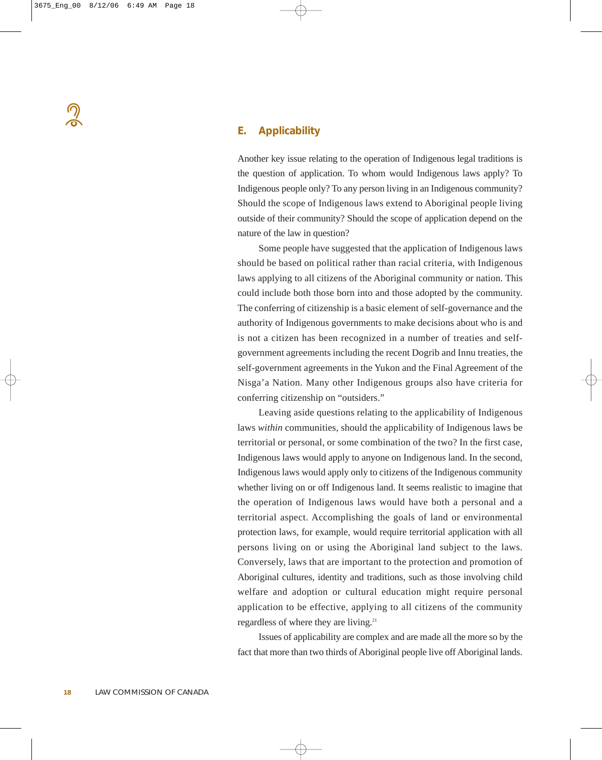## E. Applicability

Another key issue relating to the operation of Indigenous legal traditions is the question of application. To whom would Indigenous laws apply? To Indigenous people only? To any person living in an Indigenous community? Should the scope of Indigenous laws extend to Aboriginal people living outside of their community? Should the scope of application depend on the nature of the law in question?

Some people have suggested that the application of Indigenous laws should be based on political rather than racial criteria, with Indigenous laws applying to all citizens of the Aboriginal community or nation. This could include both those born into and those adopted by the community. The conferring of citizenship is a basic element of self-governance and the authority of Indigenous governments to make decisions about who is and is not a citizen has been recognized in a number of treaties and self-government agreements including the recent Dogrib and Innu treaties, the self-government agreements in the Yukon and the Final Agreement of the Nisga'a Nation. Many other Indigenous groups also have criteria for conferring citizenship on "outsiders."

Leaving aside questions relating to the applicability of Indigenous laws *within* communities, should the applicability of Indigenous laws be territorial or personal, or some combination of the two? In the first case, Indigenous laws would apply to anyone on Indigenous land. In the second, Indigenous laws would apply only to citizens of the Indigenous community whether living on or off Indigenous land. It seems realistic to imagine that the operation of Indigenous laws would have both a personal and a territorial aspect. Accomplishing the goals of land or environmental protection laws, for example, would require territorial application with all persons living on or using the Aboriginal land subject to the laws. Conversely, laws that are important to the protection and promotion of Aboriginal cultures, identity and traditions, such as those involving child welfare and adoption or cultural education might require personal application to be effective, applying to all citizens of the community regardless of where they are living.[21]

Issues of applicability are complex and are made all the more so by the fact that more than two thirds of Aboriginal people live off Aboriginal lands.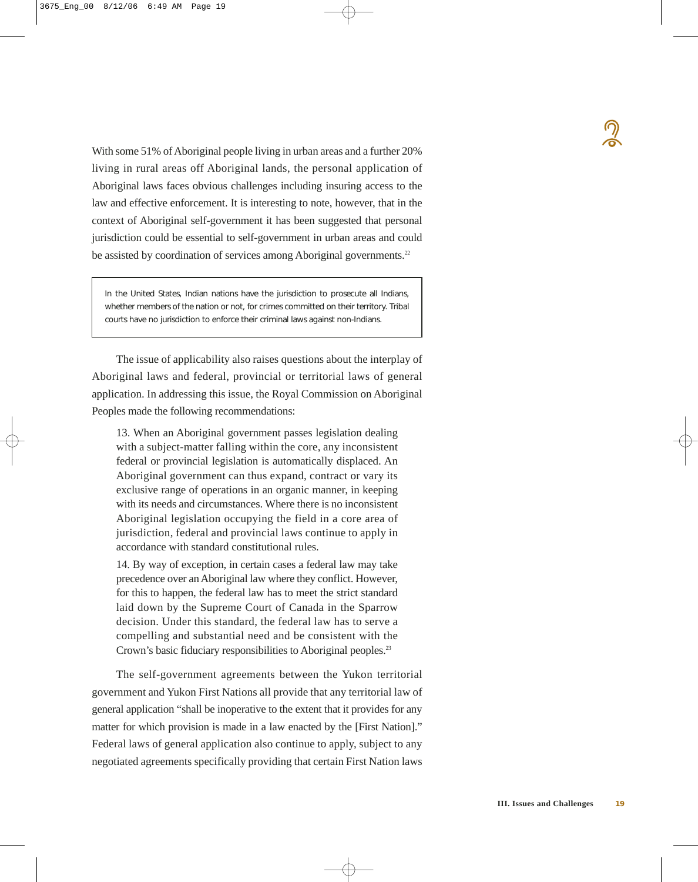With some 51% of Aboriginal people living in urban areas and a further 20% living in rural areas off Aboriginal lands, the personal application of Aboriginal laws faces obvious challenges including insuring access to the law and effective enforcement. It is interesting to note, however, that in the context of Aboriginal self-government it has been suggested that personal jurisdiction could be essential to self-government in urban areas and could be assisted by coordination of services among Aboriginal governments.[22]

> In the United States, Indian nations have the jurisdiction to prosecute all Indians, whether members of the nation or not, for crimes committed on their territory. Tribal courts have no jurisdiction to enforce their criminal laws against non-Indians.

The issue of applicability also raises questions about the interplay of Aboriginal laws and federal, provincial or territorial laws of general application. In addressing this issue, the Royal Commission on Aboriginal Peoples made the following recommendations:

> 13. When an Aboriginal government passes legislation dealing with a subject-matter falling within the core, any inconsistent federal or provincial legislation is automatically displaced. An Aboriginal government can thus expand, contract or vary its exclusive range of operations in an organic manner, in keeping with its needs and circumstances. Where there is no inconsistent Aboriginal legislation occupying the field in a core area of jurisdiction, federal and provincial laws continue to apply in accordance with standard constitutional rules.
>
> 14. By way of exception, in certain cases a federal law may take precedence over an Aboriginal law where they conflict. However, for this to happen, the federal law has to meet the strict standard laid down by the Supreme Court of Canada in the Sparrow decision. Under this standard, the federal law has to serve a compelling and substantial need and be consistent with the Crown's basic fiduciary responsibilities to Aboriginal peoples.[23]

The self-government agreements between the Yukon territorial government and Yukon First Nations all provide that any territorial law of general application "shall be inoperative to the extent that it provides for any matter for which provision is made in a law enacted by the [First Nation]." Federal laws of general application also continue to apply, subject to any negotiated agreements specifically providing that certain First Nation laws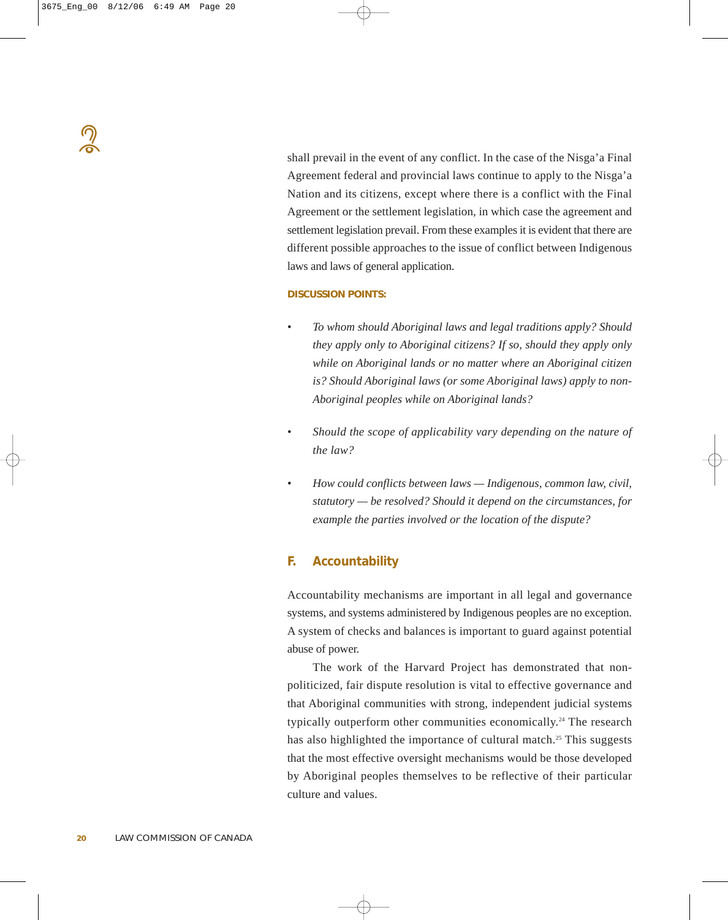shall prevail in the event of any conflict. In the case of the Nisga'a Final Agreement federal and provincial laws continue to apply to the Nisga'a Nation and its citizens, except where there is a conflict with the Final Agreement or the settlement legislation, in which case the agreement and settlement legislation prevail. From these examples it is evident that there are different possible approaches to the issue of conflict between Indigenous laws and laws of general application.

**DISCUSSION POINTS:**

- *To whom should Aboriginal laws and legal traditions apply? Should they apply only to Aboriginal citizens? If so, should they apply only while on Aboriginal lands or no matter where an Aboriginal citizen is? Should Aboriginal laws (or some Aboriginal laws) apply to non-Aboriginal peoples while on Aboriginal lands?*

- *Should the scope of applicability vary depending on the nature of the law?*

- *How could conflicts between laws — Indigenous, common law, civil, statutory — be resolved? Should it depend on the circumstances, for example the parties involved or the location of the dispute?*

## F. Accountability

Accountability mechanisms are important in all legal and governance systems, and systems administered by Indigenous peoples are no exception. A system of checks and balances is important to guard against potential abuse of power.

The work of the Harvard Project has demonstrated that non-politicized, fair dispute resolution is vital to effective governance and that Aboriginal communities with strong, independent judicial systems typically outperform other communities economically.[24] The research has also highlighted the importance of cultural match.[25] This suggests that the most effective oversight mechanisms would be those developed by Aboriginal peoples themselves to be reflective of their particular culture and values.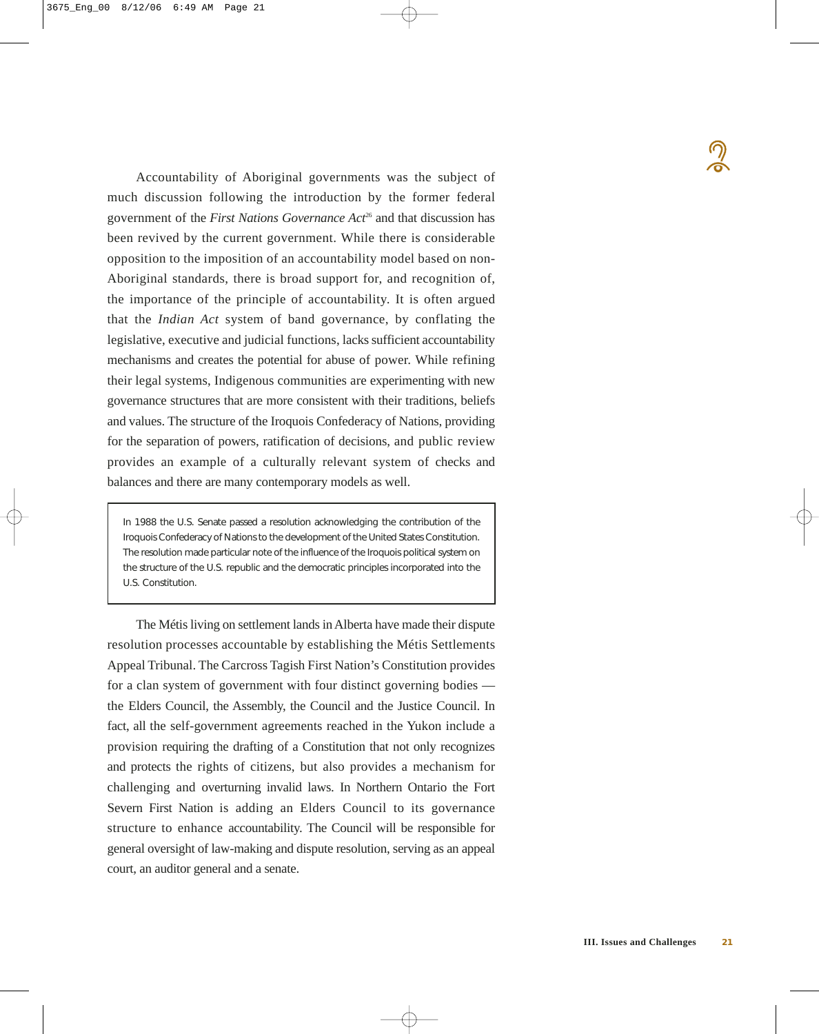Accountability of Aboriginal governments was the subject of much discussion following the introduction by the former federal government of the *First Nations Governance Act*[26] and that discussion has been revived by the current government. While there is considerable opposition to the imposition of an accountability model based on non-Aboriginal standards, there is broad support for, and recognition of, the importance of the principle of accountability. It is often argued that the *Indian Act* system of band governance, by conflating the legislative, executive and judicial functions, lacks sufficient accountability mechanisms and creates the potential for abuse of power. While refining their legal systems, Indigenous communities are experimenting with new governance structures that are more consistent with their traditions, beliefs and values. The structure of the Iroquois Confederacy of Nations, providing for the separation of powers, ratification of decisions, and public review provides an example of a culturally relevant system of checks and balances and there are many contemporary models as well.

> In 1988 the U.S. Senate passed a resolution acknowledging the contribution of the Iroquois Confederacy of Nations to the development of the United States Constitution. The resolution made particular note of the influence of the Iroquois political system on the structure of the U.S. republic and the democratic principles incorporated into the U.S. Constitution.

The Métis living on settlement lands in Alberta have made their dispute resolution processes accountable by establishing the Métis Settlements Appeal Tribunal. The Carcross Tagish First Nation's Constitution provides for a clan system of government with four distinct governing bodies — the Elders Council, the Assembly, the Council and the Justice Council. In fact, all the self-government agreements reached in the Yukon include a provision requiring the drafting of a Constitution that not only recognizes and protects the rights of citizens, but also provides a mechanism for challenging and overturning invalid laws. In Northern Ontario the Fort Severn First Nation is adding an Elders Council to its governance structure to enhance accountability. The Council will be responsible for general oversight of law-making and dispute resolution, serving as an appeal court, an auditor general and a senate.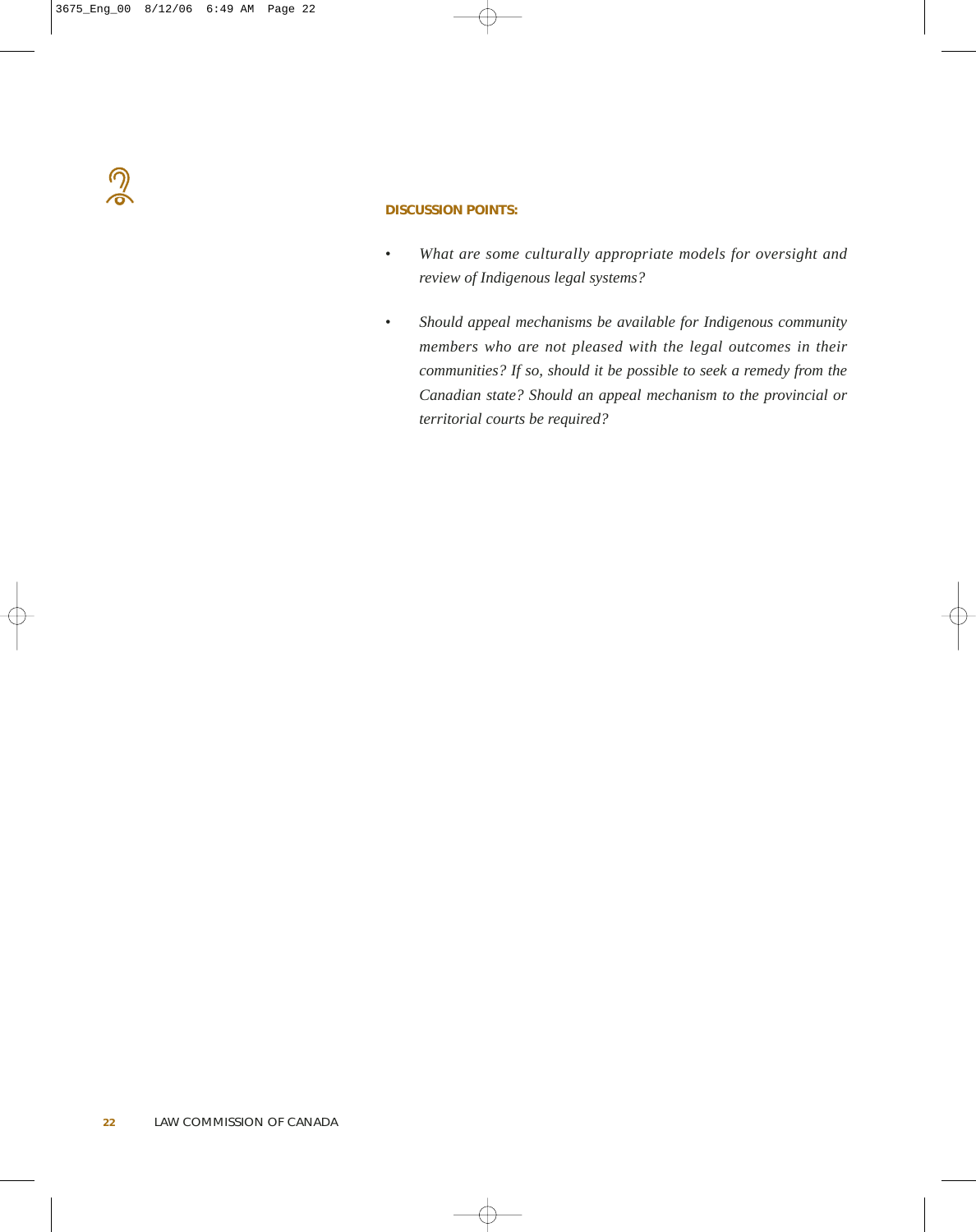**DISCUSSION POINTS:**

- *What are some culturally appropriate models for oversight and review of Indigenous legal systems?*
- *Should appeal mechanisms be available for Indigenous community members who are not pleased with the legal outcomes in their communities? If so, should it be possible to seek a remedy from the Canadian state? Should an appeal mechanism to the provincial or territorial courts be required?*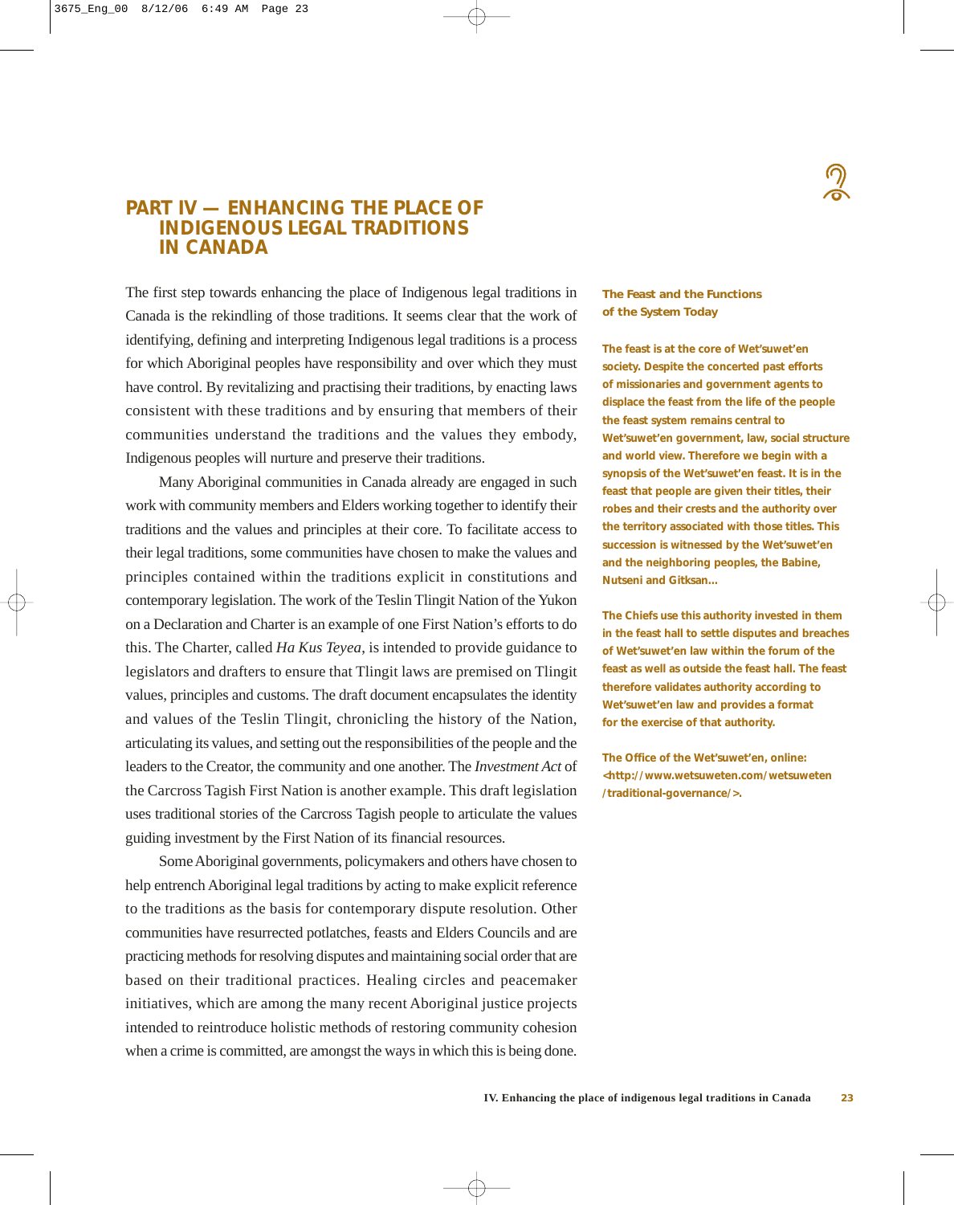# PART IV — ENHANCING THE PLACE OF INDIGENOUS LEGAL TRADITIONS IN CANADA

The first step towards enhancing the place of Indigenous legal traditions in Canada is the rekindling of those traditions. It seems clear that the work of identifying, defining and interpreting Indigenous legal traditions is a process for which Aboriginal peoples have responsibility and over which they must have control. By revitalizing and practising their traditions, by enacting laws consistent with these traditions and by ensuring that members of their communities understand the traditions and the values they embody, Indigenous peoples will nurture and preserve their traditions.

Many Aboriginal communities in Canada already are engaged in such work with community members and Elders working together to identify their traditions and the values and principles at their core. To facilitate access to their legal traditions, some communities have chosen to make the values and principles contained within the traditions explicit in constitutions and contemporary legislation. The work of the Teslin Tlingit Nation of the Yukon on a Declaration and Charter is an example of one First Nation's efforts to do this. The Charter, called *Ha Kus Teyea*, is intended to provide guidance to legislators and drafters to ensure that Tlingit laws are premised on Tlingit values, principles and customs. The draft document encapsulates the identity and values of the Teslin Tlingit, chronicling the history of the Nation, articulating its values, and setting out the responsibilities of the people and the leaders to the Creator, the community and one another. The *Investment Act* of the Carcross Tagish First Nation is another example. This draft legislation uses traditional stories of the Carcross Tagish people to articulate the values guiding investment by the First Nation of its financial resources.

Some Aboriginal governments, policymakers and others have chosen to help entrench Aboriginal legal traditions by acting to make explicit reference to the traditions as the basis for contemporary dispute resolution. Other communities have resurrected potlatches, feasts and Elders Councils and are practicing methods for resolving disputes and maintaining social order that are based on their traditional practices. Healing circles and peacemaker initiatives, which are among the many recent Aboriginal justice projects intended to reintroduce holistic methods of restoring community cohesion when a crime is committed, are amongst the ways in which this is being done.

**The Feast and the Functions of the System Today**

**The feast is at the core of Wet'suwet'en society. Despite the concerted past efforts of missionaries and government agents to displace the feast from the life of the people the feast system remains central to Wet'suwet'en government, law, social structure and world view. Therefore we begin with a synopsis of the Wet'suwet'en feast. It is in the feast that people are given their titles, their robes and their crests and the authority over the territory associated with those titles. This succession is witnessed by the Wet'suwet'en and the neighboring peoples, the Babine, Nutseni and Gitksan…**

**The Chiefs use this authority invested in them in the feast hall to settle disputes and breaches of Wet'suwet'en law within the forum of the feast as well as outside the feast hall. The feast therefore validates authority according to Wet'suwet'en law and provides a format for the exercise of that authority.**

**The Office of the Wet'suwet'en, online: <http://www.wetsuweten.com/wetsuweten/traditional-governance/>.**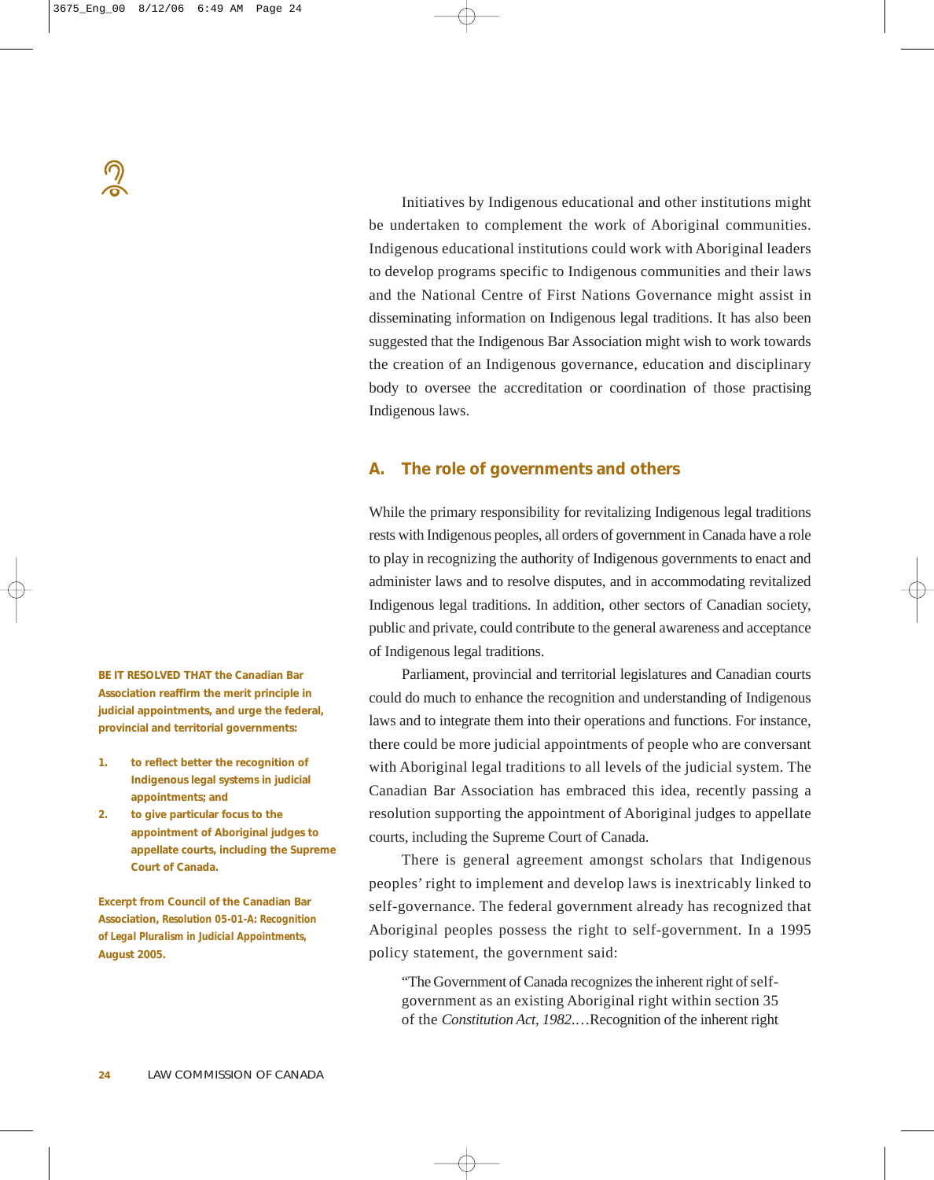Initiatives by Indigenous educational and other institutions might be undertaken to complement the work of Aboriginal communities. Indigenous educational institutions could work with Aboriginal leaders to develop programs specific to Indigenous communities and their laws and the National Centre of First Nations Governance might assist in disseminating information on Indigenous legal traditions. It has also been suggested that the Indigenous Bar Association might wish to work towards the creation of an Indigenous governance, education and disciplinary body to oversee the accreditation or coordination of those practising Indigenous laws.

## A. The role of governments and others

While the primary responsibility for revitalizing Indigenous legal traditions rests with Indigenous peoples, all orders of government in Canada have a role to play in recognizing the authority of Indigenous governments to enact and administer laws and to resolve disputes, and in accommodating revitalized Indigenous legal traditions. In addition, other sectors of Canadian society, public and private, could contribute to the general awareness and acceptance of Indigenous legal traditions.

Parliament, provincial and territorial legislatures and Canadian courts could do much to enhance the recognition and understanding of Indigenous laws and to integrate them into their operations and functions. For instance, there could be more judicial appointments of people who are conversant with Aboriginal legal traditions to all levels of the judicial system. The Canadian Bar Association has embraced this idea, recently passing a resolution supporting the appointment of Aboriginal judges to appellate courts, including the Supreme Court of Canada.

> **BE IT RESOLVED THAT the Canadian Bar Association reaffirm the merit principle in judicial appointments, and urge the federal, provincial and territorial governments:**
>
> **1. to reflect better the recognition of Indigenous legal systems in judicial appointments; and**
>
> **2. to give particular focus to the appointment of Aboriginal judges to appellate courts, including the Supreme Court of Canada.**
>
> **Excerpt from Council of the Canadian Bar Association, *Resolution 05-01-A: Recognition of Legal Pluralism in Judicial Appointments*, August 2005.**

There is general agreement amongst scholars that Indigenous peoples' right to implement and develop laws is inextricably linked to self-governance. The federal government already has recognized that Aboriginal peoples possess the right to self-government. In a 1995 policy statement, the government said:

> "The Government of Canada recognizes the inherent right of self-government as an existing Aboriginal right within section 35 of the *Constitution Act, 1982*.…Recognition of the inherent right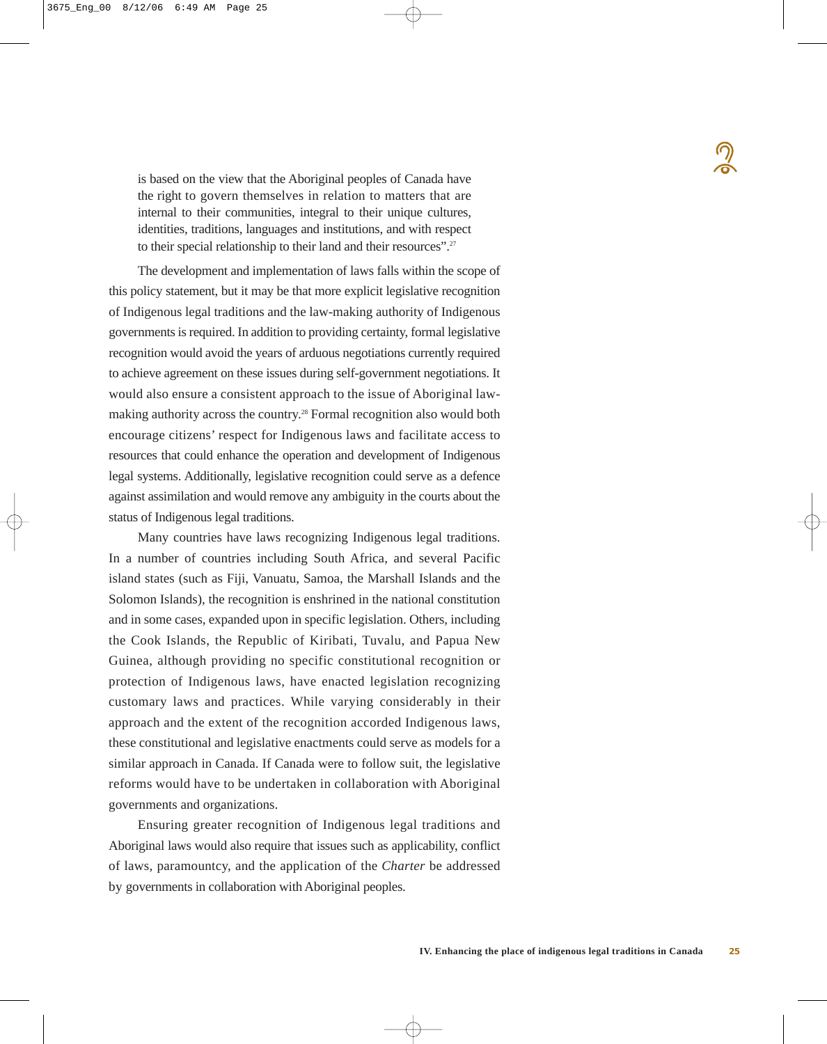is based on the view that the Aboriginal peoples of Canada have the right to govern themselves in relation to matters that are internal to their communities, integral to their unique cultures, identities, traditions, languages and institutions, and with respect to their special relationship to their land and their resources".[27]

The development and implementation of laws falls within the scope of this policy statement, but it may be that more explicit legislative recognition of Indigenous legal traditions and the law-making authority of Indigenous governments is required. In addition to providing certainty, formal legislative recognition would avoid the years of arduous negotiations currently required to achieve agreement on these issues during self-government negotiations. It would also ensure a consistent approach to the issue of Aboriginal law-making authority across the country.[28] Formal recognition also would both encourage citizens' respect for Indigenous laws and facilitate access to resources that could enhance the operation and development of Indigenous legal systems. Additionally, legislative recognition could serve as a defence against assimilation and would remove any ambiguity in the courts about the status of Indigenous legal traditions.

Many countries have laws recognizing Indigenous legal traditions. In a number of countries including South Africa, and several Pacific island states (such as Fiji, Vanuatu, Samoa, the Marshall Islands and the Solomon Islands), the recognition is enshrined in the national constitution and in some cases, expanded upon in specific legislation. Others, including the Cook Islands, the Republic of Kiribati, Tuvalu, and Papua New Guinea, although providing no specific constitutional recognition or protection of Indigenous laws, have enacted legislation recognizing customary laws and practices. While varying considerably in their approach and the extent of the recognition accorded Indigenous laws, these constitutional and legislative enactments could serve as models for a similar approach in Canada. If Canada were to follow suit, the legislative reforms would have to be undertaken in collaboration with Aboriginal governments and organizations.

Ensuring greater recognition of Indigenous legal traditions and Aboriginal laws would also require that issues such as applicability, conflict of laws, paramountcy, and the application of the *Charter* be addressed by governments in collaboration with Aboriginal peoples.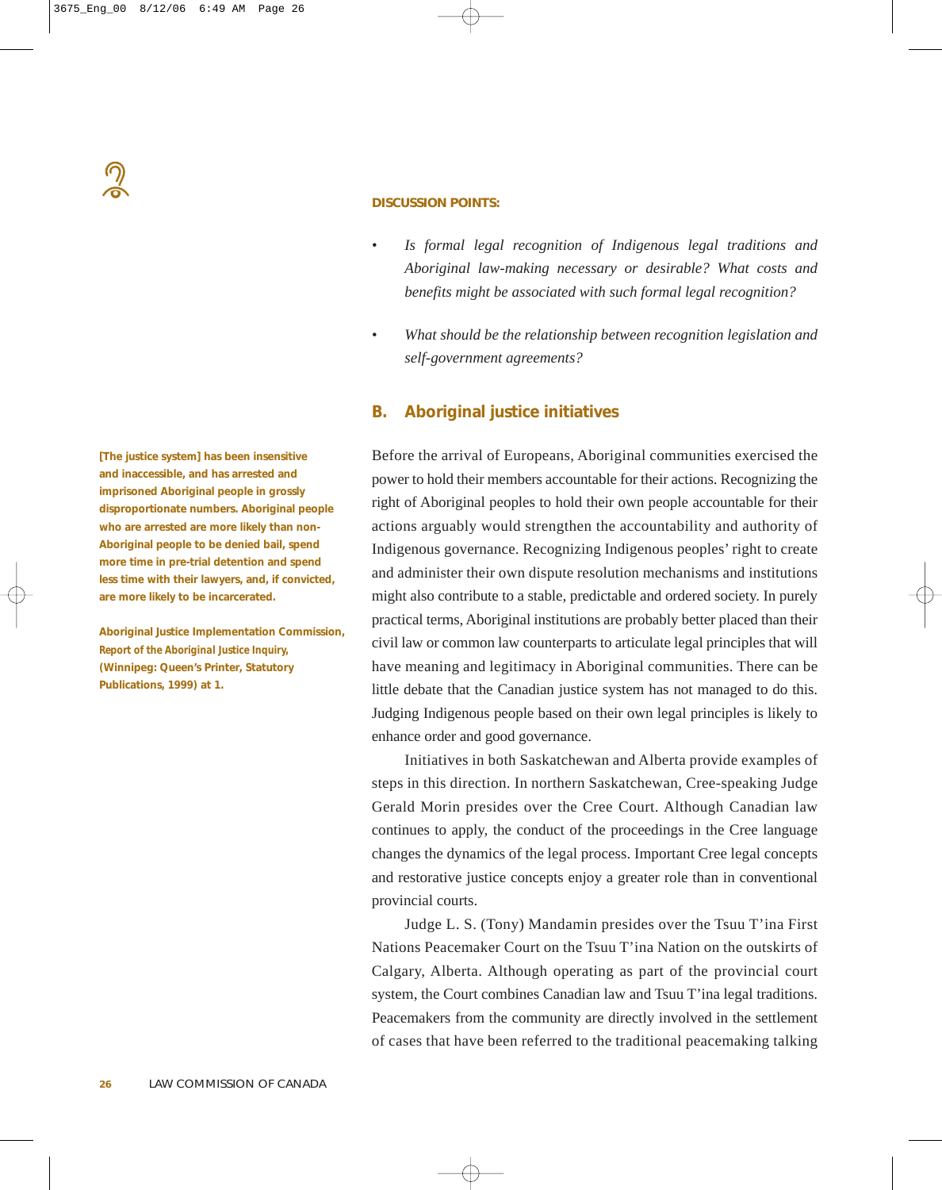**DISCUSSION POINTS:**

- *Is formal legal recognition of Indigenous legal traditions and Aboriginal law-making necessary or desirable? What costs and benefits might be associated with such formal legal recognition?*
- *What should be the relationship between recognition legislation and self-government agreements?*

## B. Aboriginal justice initiatives

**[The justice system] has been insensitive and inaccessible, and has arrested and imprisoned Aboriginal people in grossly disproportionate numbers. Aboriginal people who are arrested are more likely than non-Aboriginal people to be denied bail, spend more time in pre-trial detention and spend less time with their lawyers, and, if convicted, are more likely to be incarcerated.**

**Aboriginal Justice Implementation Commission, *Report of the Aboriginal Justice Inquiry*, (Winnipeg: Queen's Printer, Statutory Publications, 1999) at 1.**

Before the arrival of Europeans, Aboriginal communities exercised the power to hold their members accountable for their actions. Recognizing the right of Aboriginal peoples to hold their own people accountable for their actions arguably would strengthen the accountability and authority of Indigenous governance. Recognizing Indigenous peoples' right to create and administer their own dispute resolution mechanisms and institutions might also contribute to a stable, predictable and ordered society. In purely practical terms, Aboriginal institutions are probably better placed than their civil law or common law counterparts to articulate legal principles that will have meaning and legitimacy in Aboriginal communities. There can be little debate that the Canadian justice system has not managed to do this. Judging Indigenous people based on their own legal principles is likely to enhance order and good governance.

Initiatives in both Saskatchewan and Alberta provide examples of steps in this direction. In northern Saskatchewan, Cree-speaking Judge Gerald Morin presides over the Cree Court. Although Canadian law continues to apply, the conduct of the proceedings in the Cree language changes the dynamics of the legal process. Important Cree legal concepts and restorative justice concepts enjoy a greater role than in conventional provincial courts.

Judge L. S. (Tony) Mandamin presides over the Tsuu T'ina First Nations Peacemaker Court on the Tsuu T'ina Nation on the outskirts of Calgary, Alberta. Although operating as part of the provincial court system, the Court combines Canadian law and Tsuu T'ina legal traditions. Peacemakers from the community are directly involved in the settlement of cases that have been referred to the traditional peacemaking talking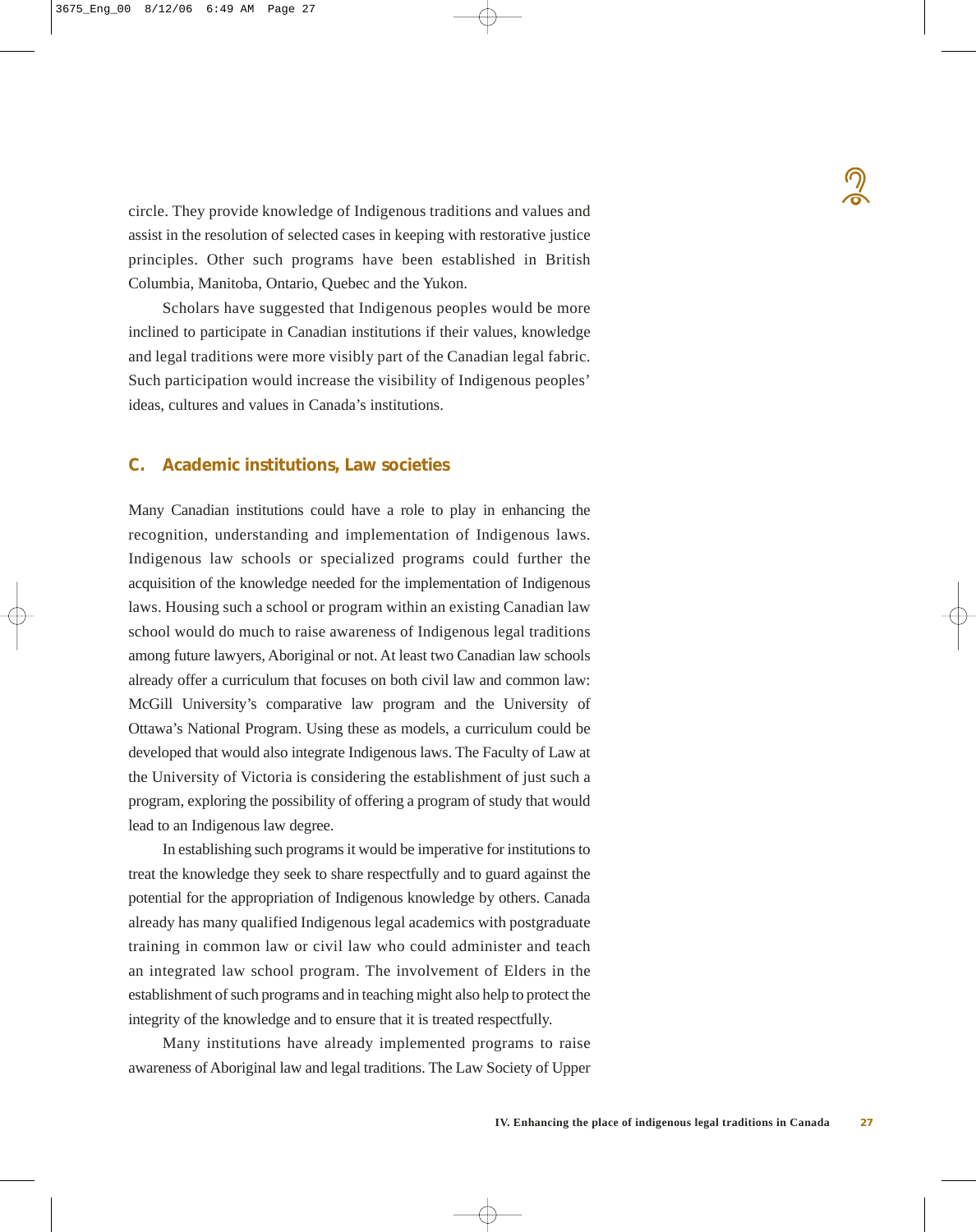circle. They provide knowledge of Indigenous traditions and values and assist in the resolution of selected cases in keeping with restorative justice principles. Other such programs have been established in British Columbia, Manitoba, Ontario, Quebec and the Yukon.

Scholars have suggested that Indigenous peoples would be more inclined to participate in Canadian institutions if their values, knowledge and legal traditions were more visibly part of the Canadian legal fabric. Such participation would increase the visibility of Indigenous peoples' ideas, cultures and values in Canada's institutions.

### C. Academic institutions, Law societies

Many Canadian institutions could have a role to play in enhancing the recognition, understanding and implementation of Indigenous laws. Indigenous law schools or specialized programs could further the acquisition of the knowledge needed for the implementation of Indigenous laws. Housing such a school or program within an existing Canadian law school would do much to raise awareness of Indigenous legal traditions among future lawyers, Aboriginal or not. At least two Canadian law schools already offer a curriculum that focuses on both civil law and common law: McGill University's comparative law program and the University of Ottawa's National Program. Using these as models, a curriculum could be developed that would also integrate Indigenous laws. The Faculty of Law at the University of Victoria is considering the establishment of just such a program, exploring the possibility of offering a program of study that would lead to an Indigenous law degree.

In establishing such programs it would be imperative for institutions to treat the knowledge they seek to share respectfully and to guard against the potential for the appropriation of Indigenous knowledge by others. Canada already has many qualified Indigenous legal academics with postgraduate training in common law or civil law who could administer and teach an integrated law school program. The involvement of Elders in the establishment of such programs and in teaching might also help to protect the integrity of the knowledge and to ensure that it is treated respectfully.

Many institutions have already implemented programs to raise awareness of Aboriginal law and legal traditions. The Law Society of Upper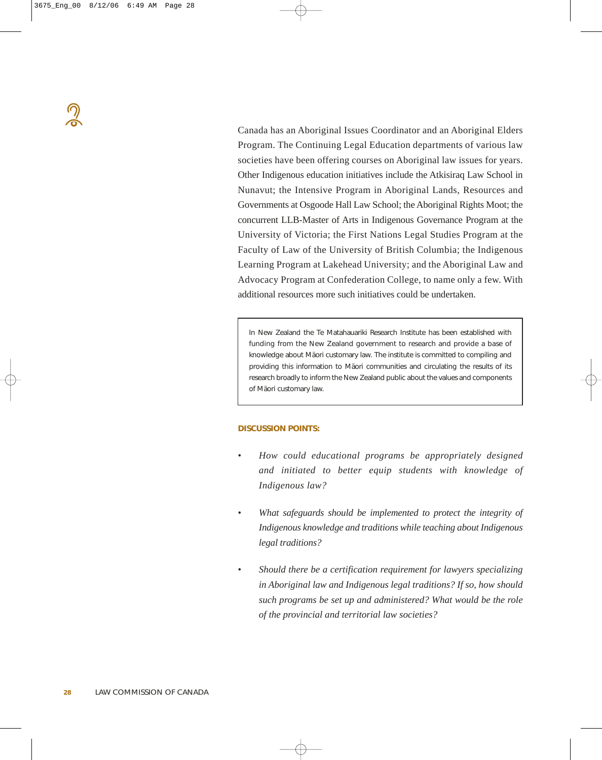Canada has an Aboriginal Issues Coordinator and an Aboriginal Elders Program. The Continuing Legal Education departments of various law societies have been offering courses on Aboriginal law issues for years. Other Indigenous education initiatives include the Atkisiraq Law School in Nunavut; the Intensive Program in Aboriginal Lands, Resources and Governments at Osgoode Hall Law School; the Aboriginal Rights Moot; the concurrent LLB-Master of Arts in Indigenous Governance Program at the University of Victoria; the First Nations Legal Studies Program at the Faculty of Law of the University of British Columbia; the Indigenous Learning Program at Lakehead University; and the Aboriginal Law and Advocacy Program at Confederation College, to name only a few. With additional resources more such initiatives could be undertaken.

> In New Zealand the Te Matahauariki Research Institute has been established with funding from the New Zealand government to research and provide a base of knowledge about Mäori customary law. The institute is committed to compiling and providing this information to Mäori communities and circulating the results of its research broadly to inform the New Zealand public about the values and components of Mäori customary law.

**DISCUSSION POINTS:**

- *How could educational programs be appropriately designed and initiated to better equip students with knowledge of Indigenous law?*
- *What safeguards should be implemented to protect the integrity of Indigenous knowledge and traditions while teaching about Indigenous legal traditions?*
- *Should there be a certification requirement for lawyers specializing in Aboriginal law and Indigenous legal traditions? If so, how should such programs be set up and administered? What would be the role of the provincial and territorial law societies?*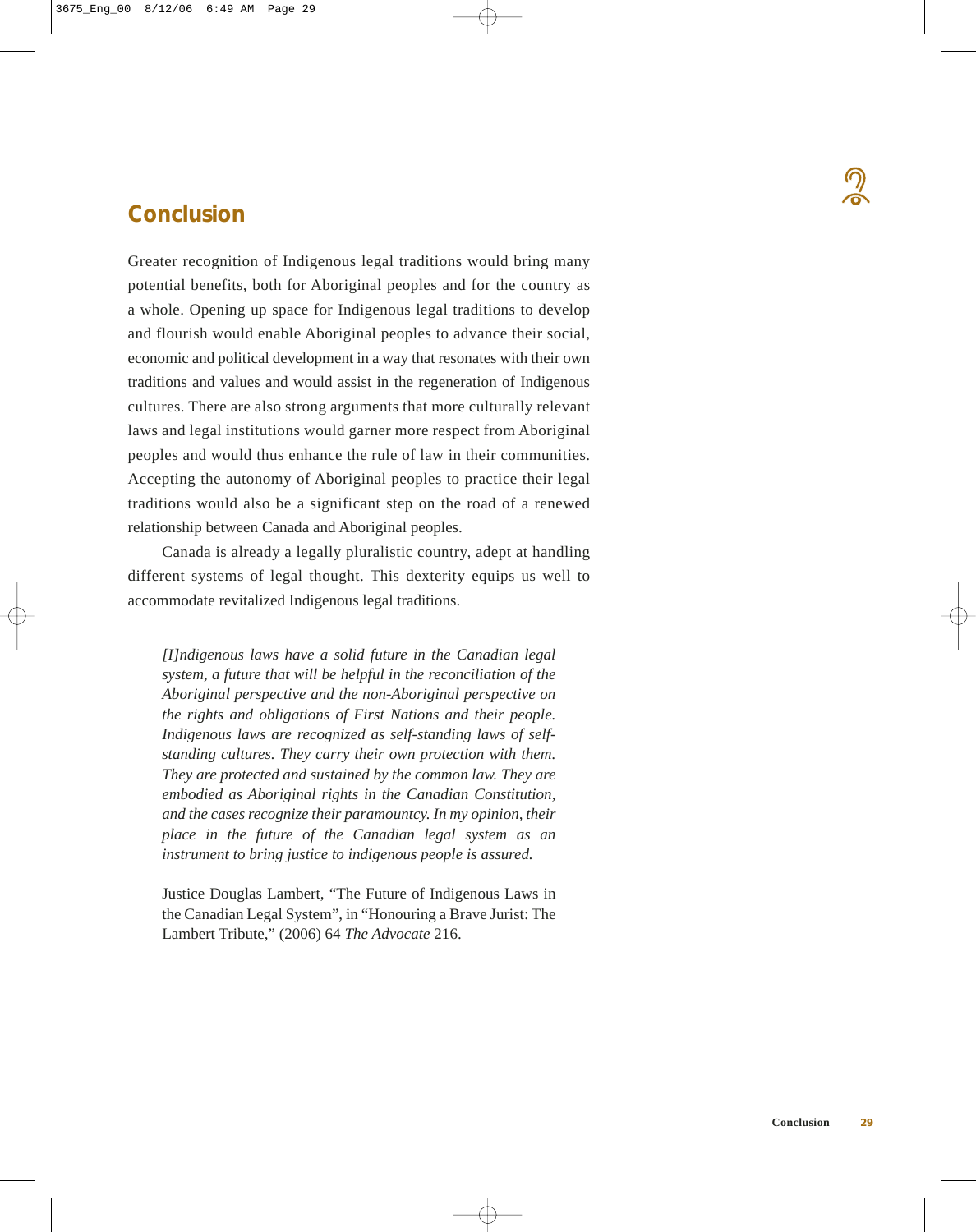## Conclusion

Greater recognition of Indigenous legal traditions would bring many potential benefits, both for Aboriginal peoples and for the country as a whole. Opening up space for Indigenous legal traditions to develop and flourish would enable Aboriginal peoples to advance their social, economic and political development in a way that resonates with their own traditions and values and would assist in the regeneration of Indigenous cultures. There are also strong arguments that more culturally relevant laws and legal institutions would garner more respect from Aboriginal peoples and would thus enhance the rule of law in their communities. Accepting the autonomy of Aboriginal peoples to practice their legal traditions would also be a significant step on the road of a renewed relationship between Canada and Aboriginal peoples.

Canada is already a legally pluralistic country, adept at handling different systems of legal thought. This dexterity equips us well to accommodate revitalized Indigenous legal traditions.

> *[I]ndigenous laws have a solid future in the Canadian legal system, a future that will be helpful in the reconciliation of the Aboriginal perspective and the non-Aboriginal perspective on the rights and obligations of First Nations and their people. Indigenous laws are recognized as self-standing laws of self-standing cultures. They carry their own protection with them. They are protected and sustained by the common law. They are embodied as Aboriginal rights in the Canadian Constitution, and the cases recognize their paramountcy. In my opinion, their place in the future of the Canadian legal system as an instrument to bring justice to indigenous people is assured.*
>
> Justice Douglas Lambert, "The Future of Indigenous Laws in the Canadian Legal System", in "Honouring a Brave Jurist: The Lambert Tribute," (2006) 64 *The Advocate* 216.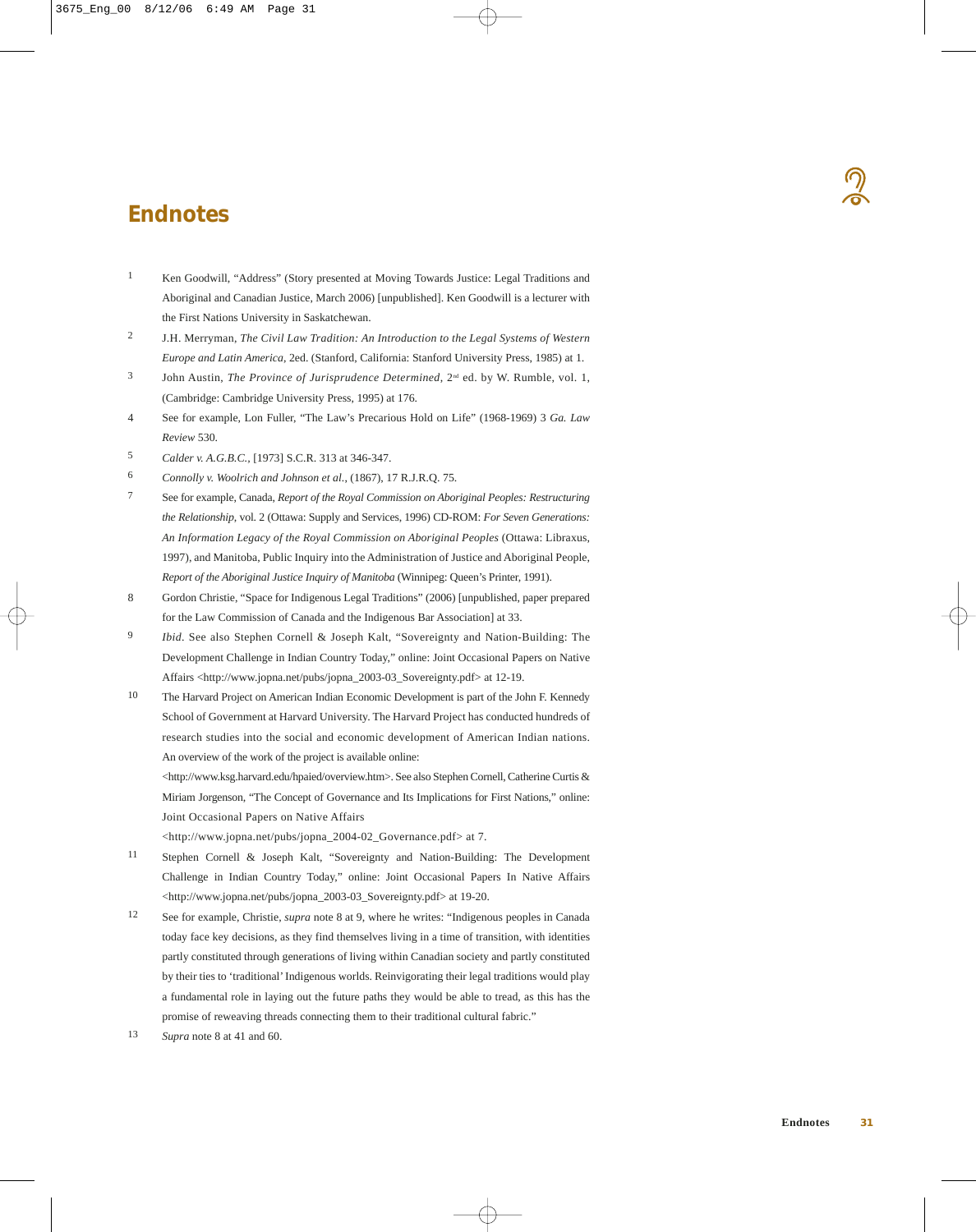## Endnotes

1. Ken Goodwill, "Address" (Story presented at Moving Towards Justice: Legal Traditions and Aboriginal and Canadian Justice, March 2006) [unpublished]. Ken Goodwill is a lecturer with the First Nations University in Saskatchewan.

2. J.H. Merryman, *The Civil Law Tradition: An Introduction to the Legal Systems of Western Europe and Latin America*, 2ed. (Stanford, California: Stanford University Press, 1985) at 1.

3. John Austin, *The Province of Jurisprudence Determined*, 2nd ed. by W. Rumble, vol. 1, (Cambridge: Cambridge University Press, 1995) at 176.

4. See for example, Lon Fuller, "The Law's Precarious Hold on Life" (1968-1969) 3 *Ga. Law Review* 530.

5. *Calder v. A.G.B.C.*, [1973] S.C.R. 313 at 346-347.

6. *Connolly v. Woolrich and Johnson et al.*, (1867), 17 R.J.R.Q. 75.

7. See for example, Canada, *Report of the Royal Commission on Aboriginal Peoples: Restructuring the Relationship*, vol. 2 (Ottawa: Supply and Services, 1996) CD-ROM: *For Seven Generations: An Information Legacy of the Royal Commission on Aboriginal Peoples* (Ottawa: Libraxus, 1997), and Manitoba, Public Inquiry into the Administration of Justice and Aboriginal People, *Report of the Aboriginal Justice Inquiry of Manitoba* (Winnipeg: Queen's Printer, 1991).

8. Gordon Christie, "Space for Indigenous Legal Traditions" (2006) [unpublished, paper prepared for the Law Commission of Canada and the Indigenous Bar Association] at 33.

9. *Ibid*. See also Stephen Cornell & Joseph Kalt, "Sovereignty and Nation-Building: The Development Challenge in Indian Country Today," online: Joint Occasional Papers on Native Affairs <http://www.jopna.net/pubs/jopna_2003-03_Sovereignty.pdf> at 12-19.

10. The Harvard Project on American Indian Economic Development is part of the John F. Kennedy School of Government at Harvard University. The Harvard Project has conducted hundreds of research studies into the social and economic development of American Indian nations. An overview of the work of the project is available online: <http://www.ksg.harvard.edu/hpaied/overview.htm>. See also Stephen Cornell, Catherine Curtis & Miriam Jorgenson, "The Concept of Governance and Its Implications for First Nations," online: Joint Occasional Papers on Native Affairs <http://www.jopna.net/pubs/jopna_2004-02_Governance.pdf> at 7.

11. Stephen Cornell & Joseph Kalt, "Sovereignty and Nation-Building: The Development Challenge in Indian Country Today," online: Joint Occasional Papers In Native Affairs <http://www.jopna.net/pubs/jopna_2003-03_Sovereignty.pdf> at 19-20.

12. See for example, Christie, *supra* note 8 at 9, where he writes: "Indigenous peoples in Canada today face key decisions, as they find themselves living in a time of transition, with identities partly constituted through generations of living within Canadian society and partly constituted by their ties to 'traditional' Indigenous worlds. Reinvigorating their legal traditions would play a fundamental role in laying out the future paths they would be able to tread, as this has the promise of reweaving threads connecting them to their traditional cultural fabric."

13. *Supra* note 8 at 41 and 60.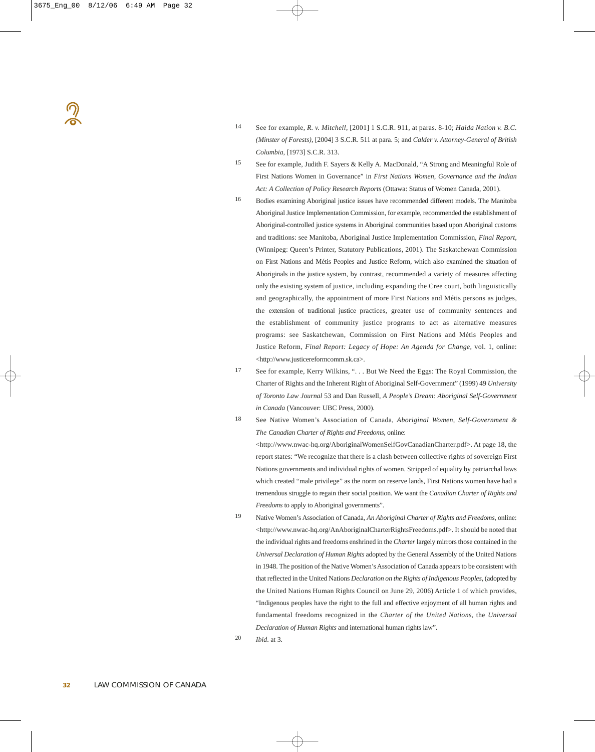14 See for example, *R. v. Mitchell*, [2001] 1 S.C.R. 911, at paras. 8-10; *Haida Nation v. B.C. (Minster of Forests)*, [2004] 3 S.C.R. 511 at para. 5; and *Calder v. Attorney-General of British Columbia*, [1973] S.C.R. 313.

15 See for example, Judith F. Sayers & Kelly A. MacDonald, "A Strong and Meaningful Role of First Nations Women in Governance" in *First Nations Women, Governance and the Indian Act: A Collection of Policy Research Reports* (Ottawa: Status of Women Canada, 2001).

16 Bodies examining Aboriginal justice issues have recommended different models. The Manitoba Aboriginal Justice Implementation Commission, for example, recommended the establishment of Aboriginal-controlled justice systems in Aboriginal communities based upon Aboriginal customs and traditions: see Manitoba, Aboriginal Justice Implementation Commission, *Final Report*, (Winnipeg: Queen's Printer, Statutory Publications, 2001). The Saskatchewan Commission on First Nations and Métis Peoples and Justice Reform, which also examined the situation of Aboriginals in the justice system, by contrast, recommended a variety of measures affecting only the existing system of justice, including expanding the Cree court, both linguistically and geographically, the appointment of more First Nations and Métis persons as judges, the extension of traditional justice practices, greater use of community sentences and the establishment of community justice programs to act as alternative measures programs: see Saskatchewan, Commission on First Nations and Métis Peoples and Justice Reform, *Final Report: Legacy of Hope: An Agenda for Change*, vol. 1, online: <http://www.justicereformcomm.sk.ca>.

17 See for example, Kerry Wilkins, ". . . But We Need the Eggs: The Royal Commission, the Charter of Rights and the Inherent Right of Aboriginal Self-Government" (1999) 49 *University of Toronto Law Journal* 53 and Dan Russell, *A People's Dream: Aboriginal Self-Government in Canada* (Vancouver: UBC Press, 2000).

18 See Native Women's Association of Canada, *Aboriginal Women, Self-Government & The Canadian Charter of Rights and Freedoms*, online: <http://www.nwac-hq.org/AboriginalWomenSelfGovCanadianCharter.pdf>. At page 18, the report states: "We recognize that there is a clash between collective rights of sovereign First Nations governments and individual rights of women. Stripped of equality by patriarchal laws which created "male privilege" as the norm on reserve lands, First Nations women have had a tremendous struggle to regain their social position. We want the *Canadian Charter of Rights and Freedoms* to apply to Aboriginal governments".

19 Native Women's Association of Canada, *An Aboriginal Charter of Rights and Freedoms*, online: <http://www.nwac-hq.org/AnAboriginalCharterRightsFreedoms.pdf>. It should be noted that the individual rights and freedoms enshrined in the *Charter* largely mirrors those contained in the *Universal Declaration of Human Rights* adopted by the General Assembly of the United Nations in 1948. The position of the Native Women's Association of Canada appears to be consistent with that reflected in the United Nations *Declaration on the Rights of Indigenous Peoples*, (adopted by the United Nations Human Rights Council on June 29, 2006) Article 1 of which provides, "Indigenous peoples have the right to the full and effective enjoyment of all human rights and fundamental freedoms recognized in the *Charter of the United Nations*, the *Universal Declaration of Human Rights* and international human rights law".

20 *Ibid*. at 3.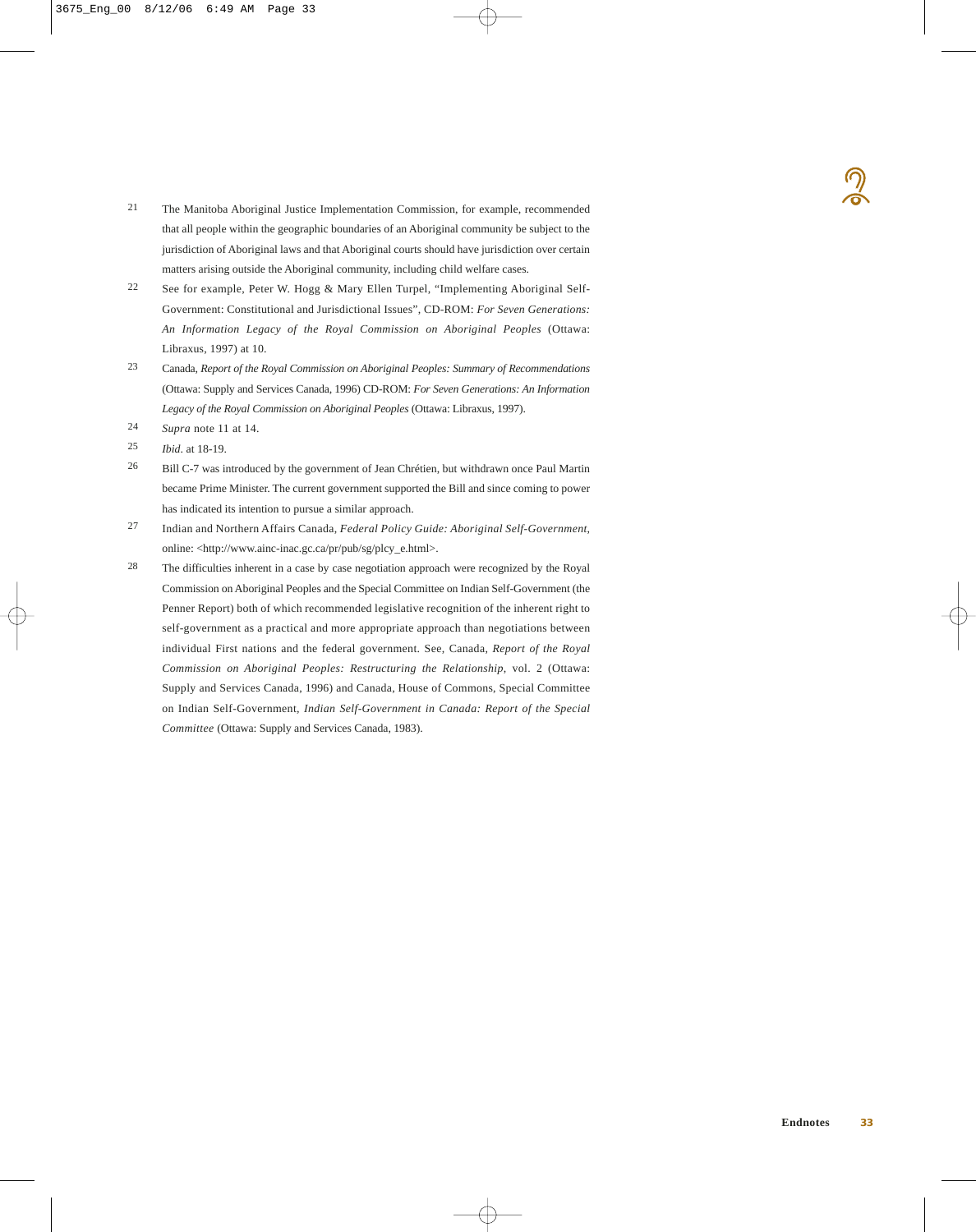21 The Manitoba Aboriginal Justice Implementation Commission, for example, recommended that all people within the geographic boundaries of an Aboriginal community be subject to the jurisdiction of Aboriginal laws and that Aboriginal courts should have jurisdiction over certain matters arising outside the Aboriginal community, including child welfare cases.

22 See for example, Peter W. Hogg & Mary Ellen Turpel, "Implementing Aboriginal Self-Government: Constitutional and Jurisdictional Issues", CD-ROM: *For Seven Generations: An Information Legacy of the Royal Commission on Aboriginal Peoples* (Ottawa: Libraxus, 1997) at 10.

23 Canada, *Report of the Royal Commission on Aboriginal Peoples: Summary of Recommendations* (Ottawa: Supply and Services Canada, 1996) CD-ROM: *For Seven Generations: An Information Legacy of the Royal Commission on Aboriginal Peoples* (Ottawa: Libraxus, 1997).

24 *Supra* note 11 at 14.

25 *Ibid*. at 18-19.

26 Bill C-7 was introduced by the government of Jean Chrétien, but withdrawn once Paul Martin became Prime Minister. The current government supported the Bill and since coming to power has indicated its intention to pursue a similar approach.

27 Indian and Northern Affairs Canada, *Federal Policy Guide: Aboriginal Self-Government*, online: <http://www.ainc-inac.gc.ca/pr/pub/sg/plcy_e.html>.

28 The difficulties inherent in a case by case negotiation approach were recognized by the Royal Commission on Aboriginal Peoples and the Special Committee on Indian Self-Government (the Penner Report) both of which recommended legislative recognition of the inherent right to self-government as a practical and more appropriate approach than negotiations between individual First nations and the federal government. See, Canada, *Report of the Royal Commission on Aboriginal Peoples: Restructuring the Relationship*, vol. 2 (Ottawa: Supply and Services Canada, 1996) and Canada, House of Commons, Special Committee on Indian Self-Government, *Indian Self-Government in Canada: Report of the Special Committee* (Ottawa: Supply and Services Canada, 1983).